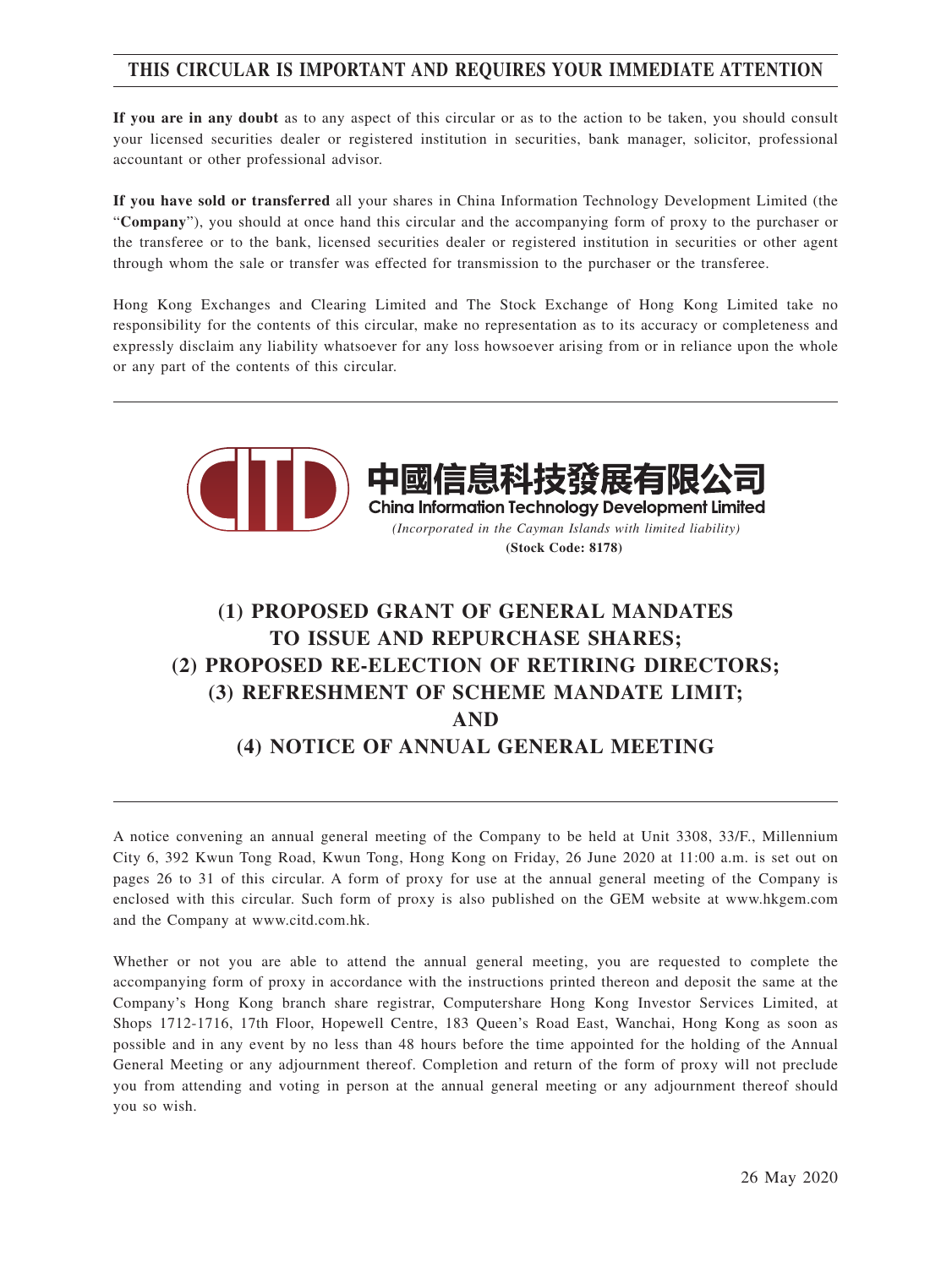**THIS CIRCULAR IS IMPORTANT AND REQUIRES YOUR IMMEDIATE ATTENTION**

**If you are in any doubt** as to any aspect of this circular or as to the action to be taken, you should consult your licensed securities dealer or registered institution in securities, bank manager, solicitor, professional accountant or other professional advisor.

**If you have sold or transferred** all your shares in China Information Technology Development Limited (the "**Company**"), you should at once hand this circular and the accompanying form of proxy to the purchaser or the transferee or to the bank, licensed securities dealer or registered institution in securities or other agent through whom the sale or transfer was effected for transmission to the purchaser or the transferee.

Hong Kong Exchanges and Clearing Limited and The Stock Exchange of Hong Kong Limited take no responsibility for the contents of this circular, make no representation as to its accuracy or completeness and expressly disclaim any liability whatsoever for any loss howsoever arising from or in reliance upon the whole or any part of the contents of this circular.

**中國信息科技發展有限公司**
**China Information Technology Development Limited**
*(Incorporated in the Cayman Islands with limited liability)*
**(Stock Code: 8178)**

# (1) PROPOSED GRANT OF GENERAL MANDATES TO ISSUE AND REPURCHASE SHARES; (2) PROPOSED RE-ELECTION OF RETIRING DIRECTORS; (3) REFRESHMENT OF SCHEME MANDATE LIMIT; AND (4) NOTICE OF ANNUAL GENERAL MEETING

A notice convening an annual general meeting of the Company to be held at Unit 3308, 33/F., Millennium City 6, 392 Kwun Tong Road, Kwun Tong, Hong Kong on Friday, 26 June 2020 at 11:00 a.m. is set out on pages 26 to 31 of this circular. A form of proxy for use at the annual general meeting of the Company is enclosed with this circular. Such form of proxy is also published on the GEM website at www.hkgem.com and the Company at www.citd.com.hk.

Whether or not you are able to attend the annual general meeting, you are requested to complete the accompanying form of proxy in accordance with the instructions printed thereon and deposit the same at the Company's Hong Kong branch share registrar, Computershare Hong Kong Investor Services Limited, at Shops 1712-1716, 17th Floor, Hopewell Centre, 183 Queen's Road East, Wanchai, Hong Kong as soon as possible and in any event by no less than 48 hours before the time appointed for the holding of the Annual General Meeting or any adjournment thereof. Completion and return of the form of proxy will not preclude you from attending and voting in person at the annual general meeting or any adjournment thereof should you so wish.

26 May 2020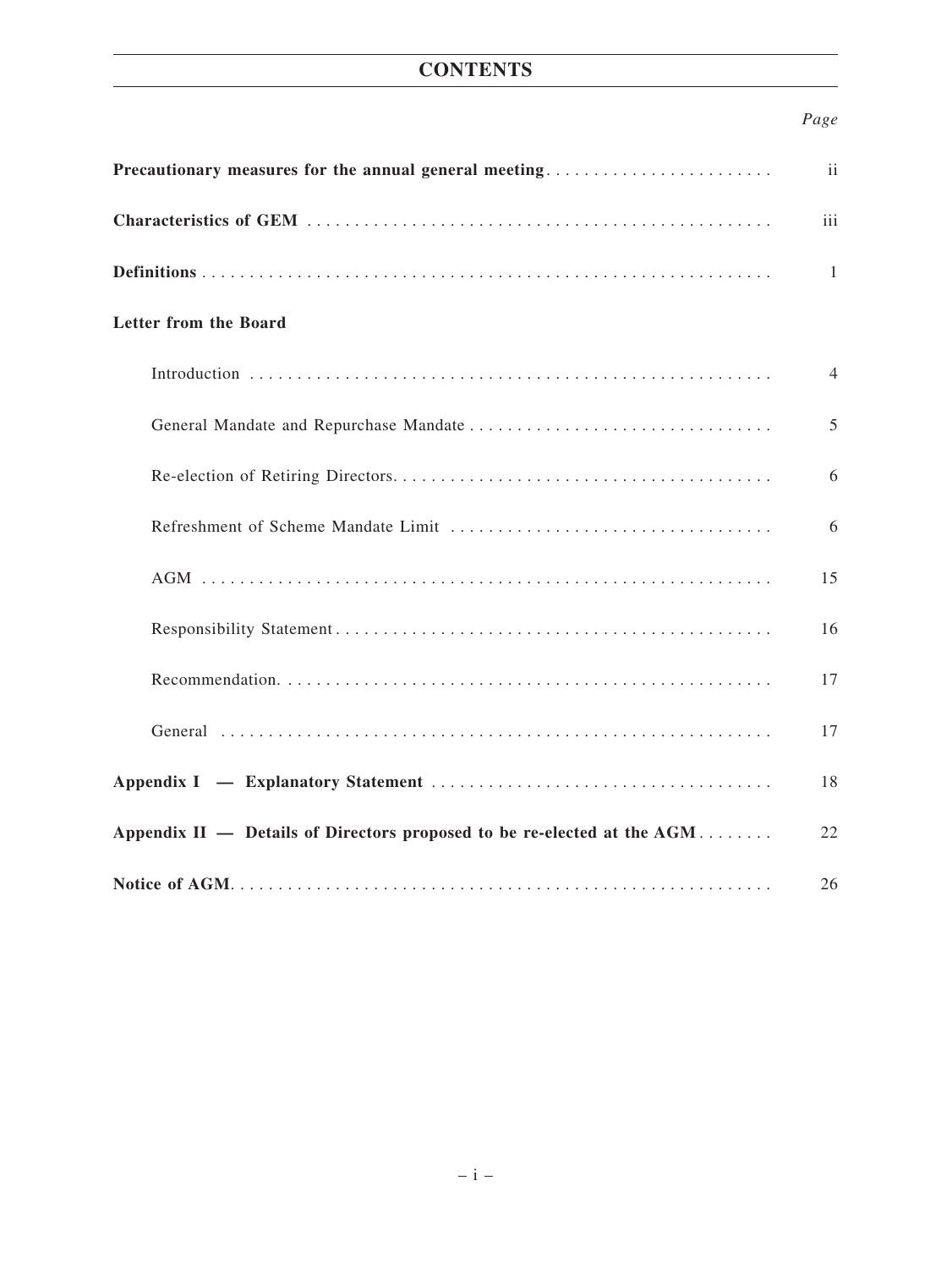# CONTENTS

| | *Page* |
|---|---|
| **Precautionary measures for the annual general meeting** | ii |
| **Characteristics of GEM** | iii |
| **Definitions** | 1 |
| **Letter from the Board** | |
| Introduction | 4 |
| General Mandate and Repurchase Mandate | 5 |
| Re-election of Retiring Directors | 6 |
| Refreshment of Scheme Mandate Limit | 6 |
| AGM | 15 |
| Responsibility Statement | 16 |
| Recommendation | 17 |
| General | 17 |
| **Appendix I — Explanatory Statement** | 18 |
| **Appendix II — Details of Directors proposed to be re-elected at the AGM** | 22 |
| **Notice of AGM** | 26 |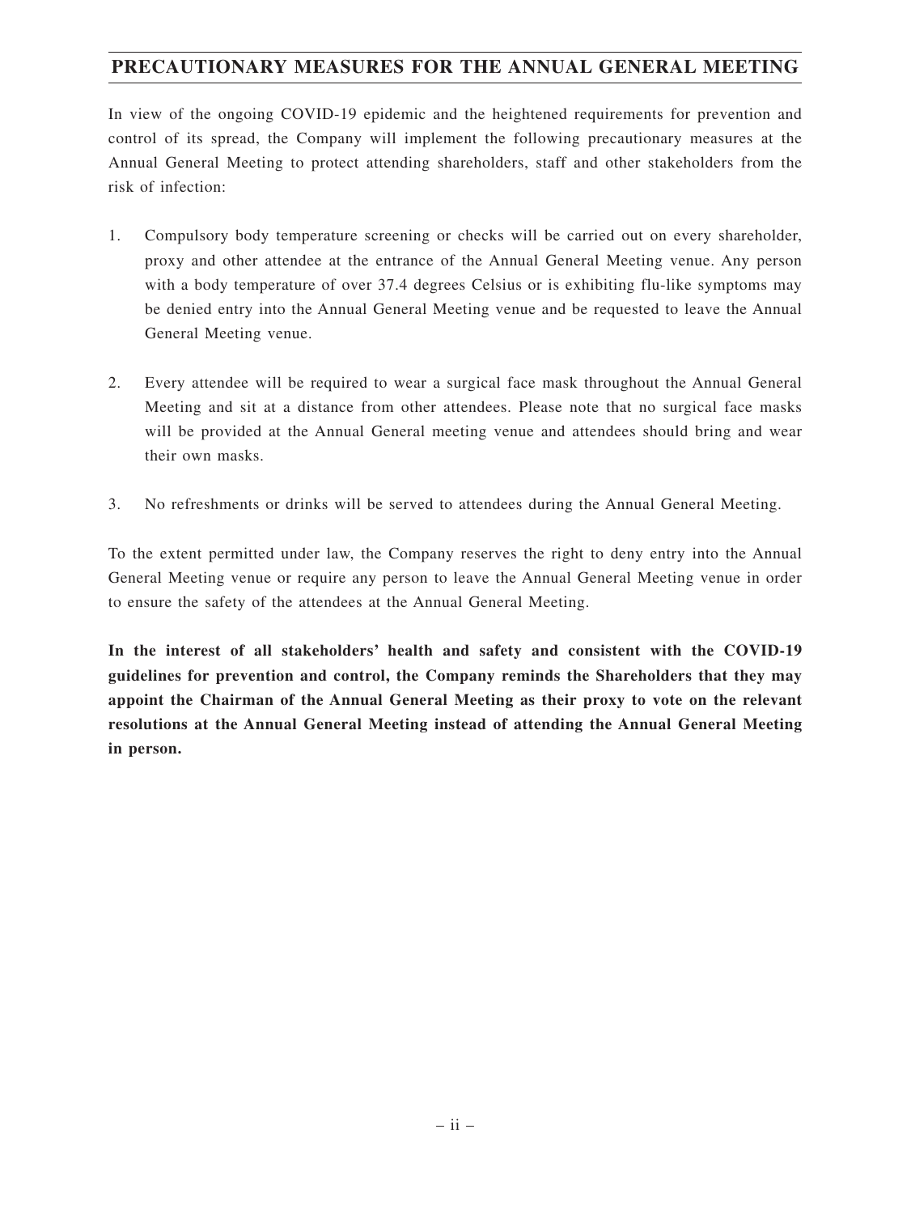# PRECAUTIONARY MEASURES FOR THE ANNUAL GENERAL MEETING

In view of the ongoing COVID-19 epidemic and the heightened requirements for prevention and control of its spread, the Company will implement the following precautionary measures at the Annual General Meeting to protect attending shareholders, staff and other stakeholders from the risk of infection:

1. Compulsory body temperature screening or checks will be carried out on every shareholder, proxy and other attendee at the entrance of the Annual General Meeting venue. Any person with a body temperature of over 37.4 degrees Celsius or is exhibiting flu-like symptoms may be denied entry into the Annual General Meeting venue and be requested to leave the Annual General Meeting venue.

2. Every attendee will be required to wear a surgical face mask throughout the Annual General Meeting and sit at a distance from other attendees. Please note that no surgical face masks will be provided at the Annual General meeting venue and attendees should bring and wear their own masks.

3. No refreshments or drinks will be served to attendees during the Annual General Meeting.

To the extent permitted under law, the Company reserves the right to deny entry into the Annual General Meeting venue or require any person to leave the Annual General Meeting venue in order to ensure the safety of the attendees at the Annual General Meeting.

**In the interest of all stakeholders' health and safety and consistent with the COVID-19 guidelines for prevention and control, the Company reminds the Shareholders that they may appoint the Chairman of the Annual General Meeting as their proxy to vote on the relevant resolutions at the Annual General Meeting instead of attending the Annual General Meeting in person.**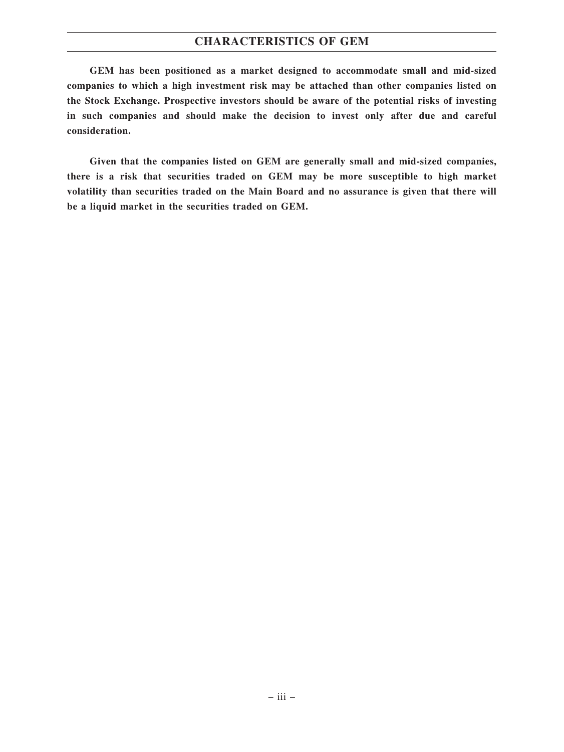# CHARACTERISTICS OF GEM

**GEM has been positioned as a market designed to accommodate small and mid-sized companies to which a high investment risk may be attached than other companies listed on the Stock Exchange. Prospective investors should be aware of the potential risks of investing in such companies and should make the decision to invest only after due and careful consideration.**

**Given that the companies listed on GEM are generally small and mid-sized companies, there is a risk that securities traded on GEM may be more susceptible to high market volatility than securities traded on the Main Board and no assurance is given that there will be a liquid market in the securities traded on GEM.**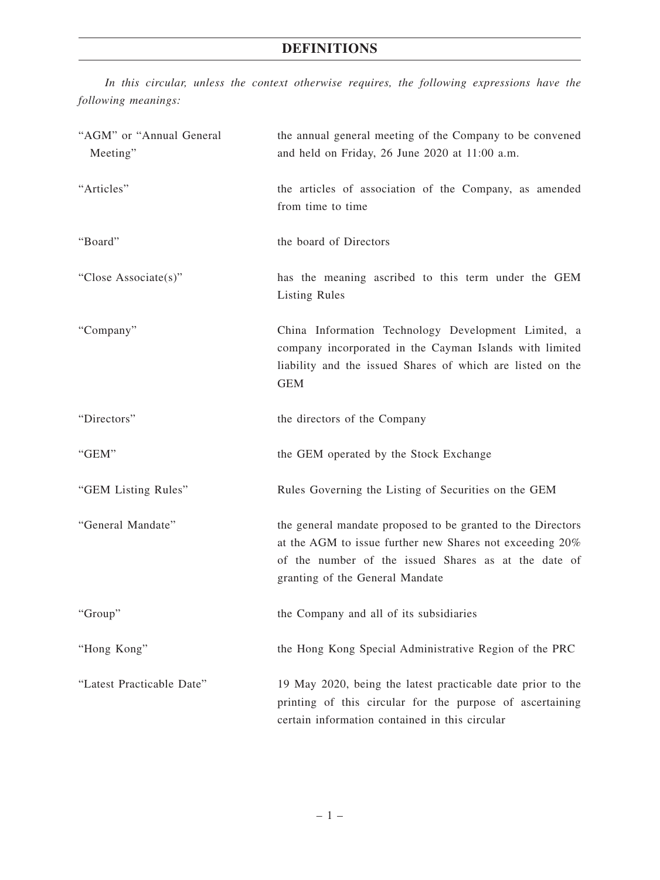# DEFINITIONS

*In this circular, unless the context otherwise requires, the following expressions have the following meanings:*

| | |
|---|---|
| "AGM" or "Annual General Meeting" | the annual general meeting of the Company to be convened and held on Friday, 26 June 2020 at 11:00 a.m. |
| "Articles" | the articles of association of the Company, as amended from time to time |
| "Board" | the board of Directors |
| "Close Associate(s)" | has the meaning ascribed to this term under the GEM Listing Rules |
| "Company" | China Information Technology Development Limited, a company incorporated in the Cayman Islands with limited liability and the issued Shares of which are listed on the GEM |
| "Directors" | the directors of the Company |
| "GEM" | the GEM operated by the Stock Exchange |
| "GEM Listing Rules" | Rules Governing the Listing of Securities on the GEM |
| "General Mandate" | the general mandate proposed to be granted to the Directors at the AGM to issue further new Shares not exceeding 20% of the number of the issued Shares as at the date of granting of the General Mandate |
| "Group" | the Company and all of its subsidiaries |
| "Hong Kong" | the Hong Kong Special Administrative Region of the PRC |
| "Latest Practicable Date" | 19 May 2020, being the latest practicable date prior to the printing of this circular for the purpose of ascertaining certain information contained in this circular |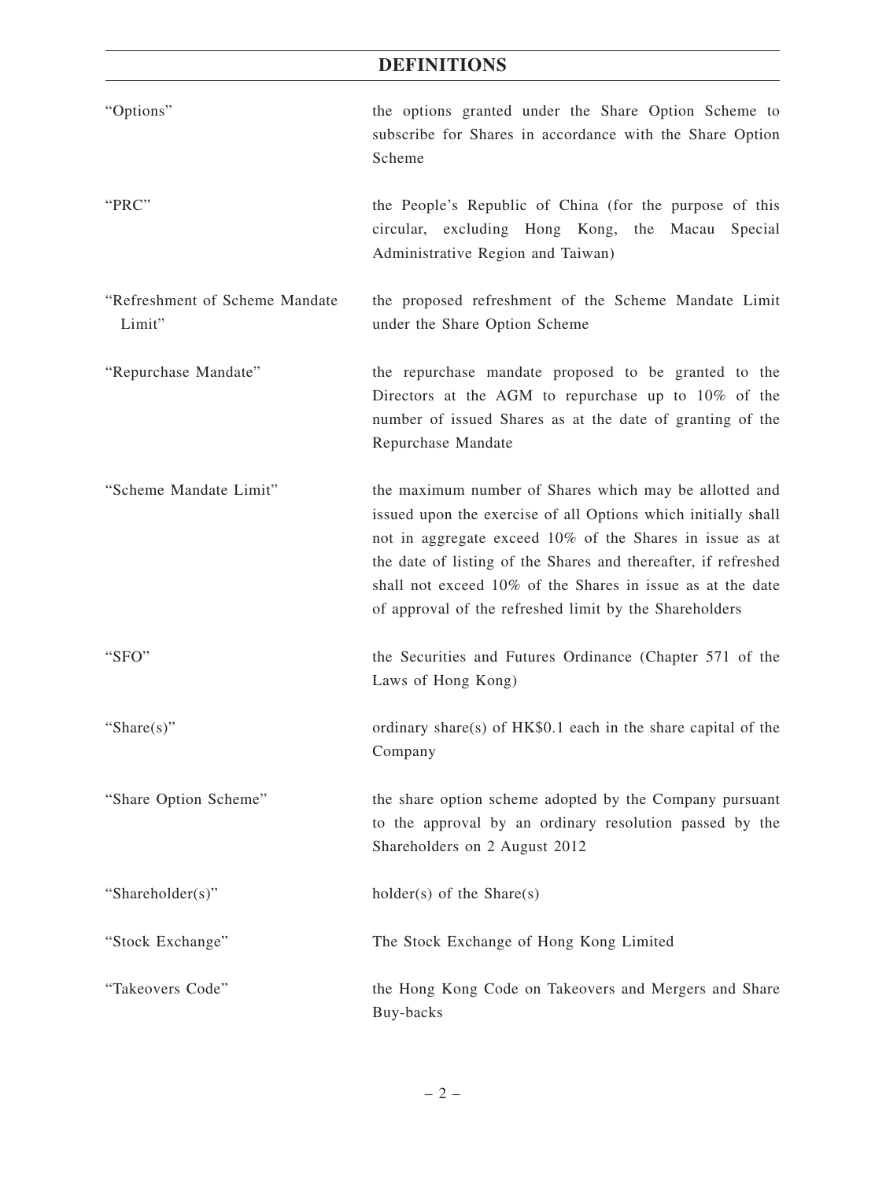## DEFINITIONS

| | |
|---|---|
| "Options" | the options granted under the Share Option Scheme to subscribe for Shares in accordance with the Share Option Scheme |
| "PRC" | the People's Republic of China (for the purpose of this circular, excluding Hong Kong, the Macau Special Administrative Region and Taiwan) |
| "Refreshment of Scheme Mandate Limit" | the proposed refreshment of the Scheme Mandate Limit under the Share Option Scheme |
| "Repurchase Mandate" | the repurchase mandate proposed to be granted to the Directors at the AGM to repurchase up to 10% of the number of issued Shares as at the date of granting of the Repurchase Mandate |
| "Scheme Mandate Limit" | the maximum number of Shares which may be allotted and issued upon the exercise of all Options which initially shall not in aggregate exceed 10% of the Shares in issue as at the date of listing of the Shares and thereafter, if refreshed shall not exceed 10% of the Shares in issue as at the date of approval of the refreshed limit by the Shareholders |
| "SFO" | the Securities and Futures Ordinance (Chapter 571 of the Laws of Hong Kong) |
| "Share(s)" | ordinary share(s) of HK$0.1 each in the share capital of the Company |
| "Share Option Scheme" | the share option scheme adopted by the Company pursuant to the approval by an ordinary resolution passed by the Shareholders on 2 August 2012 |
| "Shareholder(s)" | holder(s) of the Share(s) |
| "Stock Exchange" | The Stock Exchange of Hong Kong Limited |
| "Takeovers Code" | the Hong Kong Code on Takeovers and Mergers and Share Buy-backs |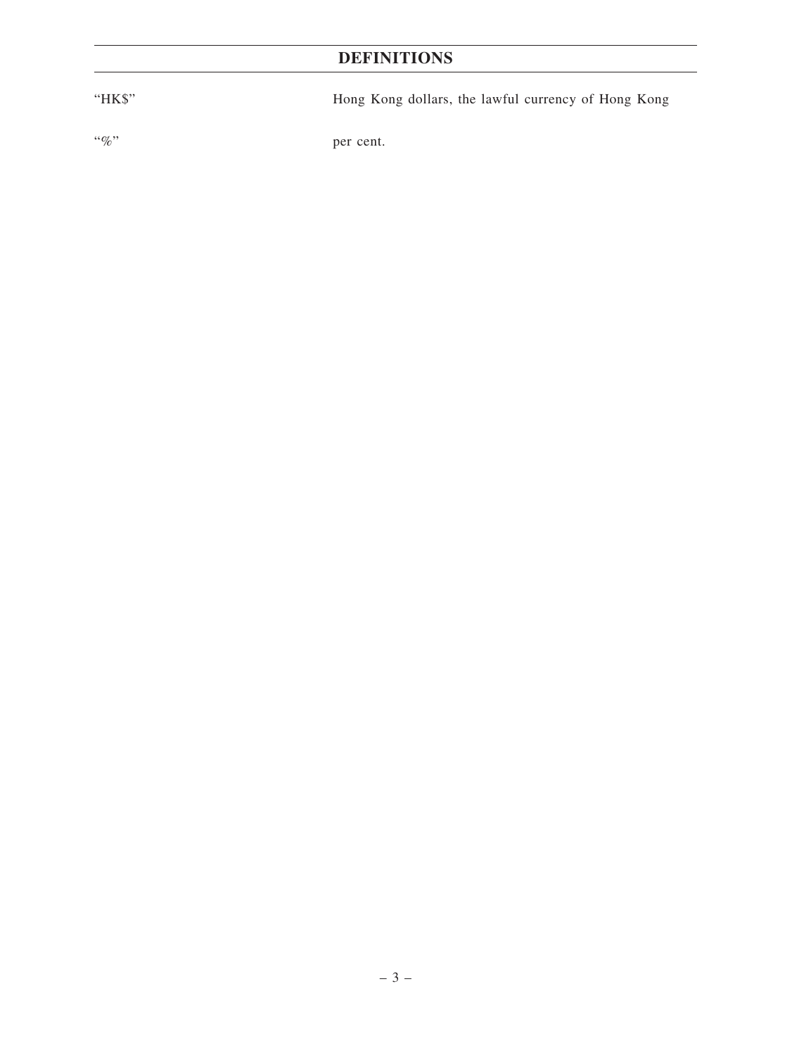# DEFINITIONS

| | |
|---|---|
| "HK$" | Hong Kong dollars, the lawful currency of Hong Kong |
| "%" | per cent. |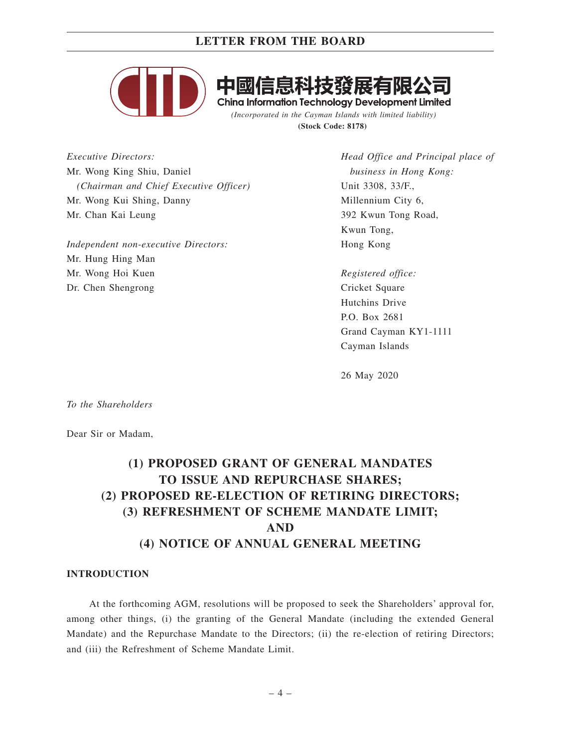中國信息科技發展有限公司
China Information Technology Development Limited
*(Incorporated in the Cayman Islands with limited liability)*
**(Stock Code: 8178)**

*Executive Directors:*
Mr. Wong King Shiu, Daniel
*(Chairman and Chief Executive Officer)*
Mr. Wong Kui Shing, Danny
Mr. Chan Kai Leung

*Independent non-executive Directors:*
Mr. Hung Hing Man
Mr. Wong Hoi Kuen
Dr. Chen Shengrong

*Head Office and Principal place of business in Hong Kong:*
Unit 3308, 33/F.,
Millennium City 6,
392 Kwun Tong Road,
Kwun Tong,
Hong Kong

*Registered office:*
Cricket Square
Hutchins Drive
P.O. Box 2681
Grand Cayman KY1-1111
Cayman Islands

26 May 2020

*To the Shareholders*

Dear Sir or Madam,

# (1) PROPOSED GRANT OF GENERAL MANDATES TO ISSUE AND REPURCHASE SHARES; (2) PROPOSED RE-ELECTION OF RETIRING DIRECTORS; (3) REFRESHMENT OF SCHEME MANDATE LIMIT; AND (4) NOTICE OF ANNUAL GENERAL MEETING

## INTRODUCTION

At the forthcoming AGM, resolutions will be proposed to seek the Shareholders' approval for, among other things, (i) the granting of the General Mandate (including the extended General Mandate) and the Repurchase Mandate to the Directors; (ii) the re-election of retiring Directors; and (iii) the Refreshment of Scheme Mandate Limit.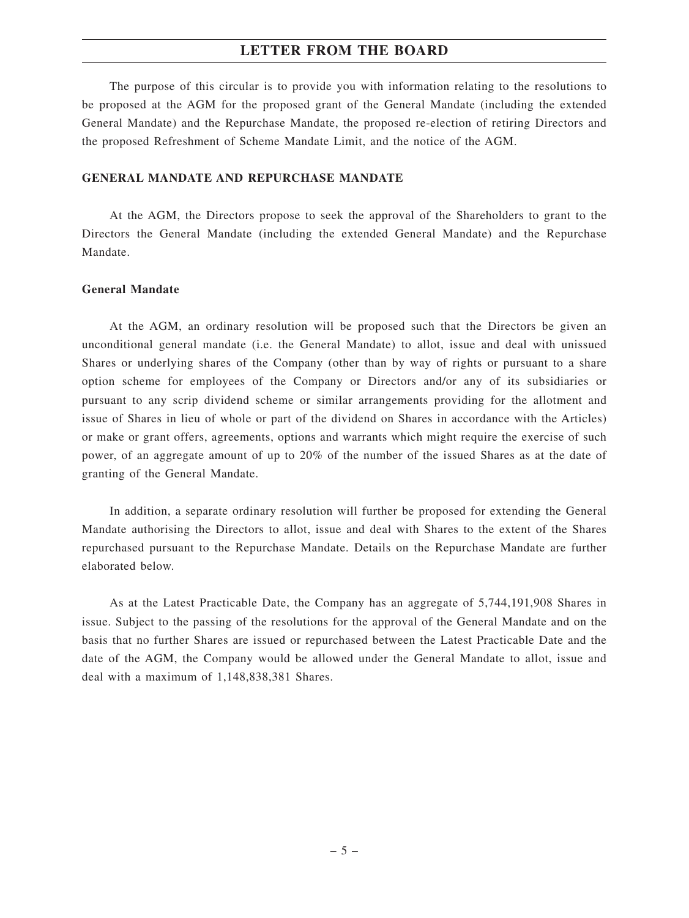The purpose of this circular is to provide you with information relating to the resolutions to be proposed at the AGM for the proposed grant of the General Mandate (including the extended General Mandate) and the Repurchase Mandate, the proposed re-election of retiring Directors and the proposed Refreshment of Scheme Mandate Limit, and the notice of the AGM.

## GENERAL MANDATE AND REPURCHASE MANDATE

At the AGM, the Directors propose to seek the approval of the Shareholders to grant to the Directors the General Mandate (including the extended General Mandate) and the Repurchase Mandate.

### General Mandate

At the AGM, an ordinary resolution will be proposed such that the Directors be given an unconditional general mandate (i.e. the General Mandate) to allot, issue and deal with unissued Shares or underlying shares of the Company (other than by way of rights or pursuant to a share option scheme for employees of the Company or Directors and/or any of its subsidiaries or pursuant to any scrip dividend scheme or similar arrangements providing for the allotment and issue of Shares in lieu of whole or part of the dividend on Shares in accordance with the Articles) or make or grant offers, agreements, options and warrants which might require the exercise of such power, of an aggregate amount of up to 20% of the number of the issued Shares as at the date of granting of the General Mandate.

In addition, a separate ordinary resolution will further be proposed for extending the General Mandate authorising the Directors to allot, issue and deal with Shares to the extent of the Shares repurchased pursuant to the Repurchase Mandate. Details on the Repurchase Mandate are further elaborated below.

As at the Latest Practicable Date, the Company has an aggregate of 5,744,191,908 Shares in issue. Subject to the passing of the resolutions for the approval of the General Mandate and on the basis that no further Shares are issued or repurchased between the Latest Practicable Date and the date of the AGM, the Company would be allowed under the General Mandate to allot, issue and deal with a maximum of 1,148,838,381 Shares.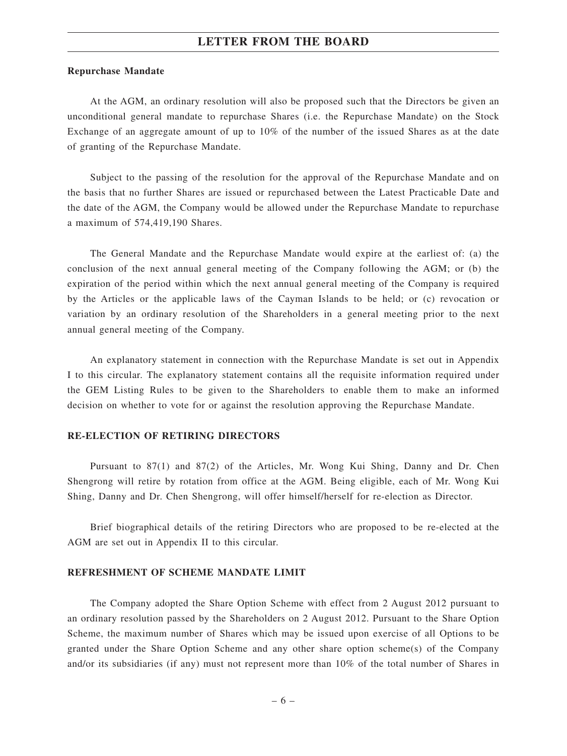**Repurchase Mandate**

At the AGM, an ordinary resolution will also be proposed such that the Directors be given an unconditional general mandate to repurchase Shares (i.e. the Repurchase Mandate) on the Stock Exchange of an aggregate amount of up to 10% of the number of the issued Shares as at the date of granting of the Repurchase Mandate.

Subject to the passing of the resolution for the approval of the Repurchase Mandate and on the basis that no further Shares are issued or repurchased between the Latest Practicable Date and the date of the AGM, the Company would be allowed under the Repurchase Mandate to repurchase a maximum of 574,419,190 Shares.

The General Mandate and the Repurchase Mandate would expire at the earliest of: (a) the conclusion of the next annual general meeting of the Company following the AGM; or (b) the expiration of the period within which the next annual general meeting of the Company is required by the Articles or the applicable laws of the Cayman Islands to be held; or (c) revocation or variation by an ordinary resolution of the Shareholders in a general meeting prior to the next annual general meeting of the Company.

An explanatory statement in connection with the Repurchase Mandate is set out in Appendix I to this circular. The explanatory statement contains all the requisite information required under the GEM Listing Rules to be given to the Shareholders to enable them to make an informed decision on whether to vote for or against the resolution approving the Repurchase Mandate.

## RE-ELECTION OF RETIRING DIRECTORS

Pursuant to 87(1) and 87(2) of the Articles, Mr. Wong Kui Shing, Danny and Dr. Chen Shengrong will retire by rotation from office at the AGM. Being eligible, each of Mr. Wong Kui Shing, Danny and Dr. Chen Shengrong, will offer himself/herself for re-election as Director.

Brief biographical details of the retiring Directors who are proposed to be re-elected at the AGM are set out in Appendix II to this circular.

## REFRESHMENT OF SCHEME MANDATE LIMIT

The Company adopted the Share Option Scheme with effect from 2 August 2012 pursuant to an ordinary resolution passed by the Shareholders on 2 August 2012. Pursuant to the Share Option Scheme, the maximum number of Shares which may be issued upon exercise of all Options to be granted under the Share Option Scheme and any other share option scheme(s) of the Company and/or its subsidiaries (if any) must not represent more than 10% of the total number of Shares in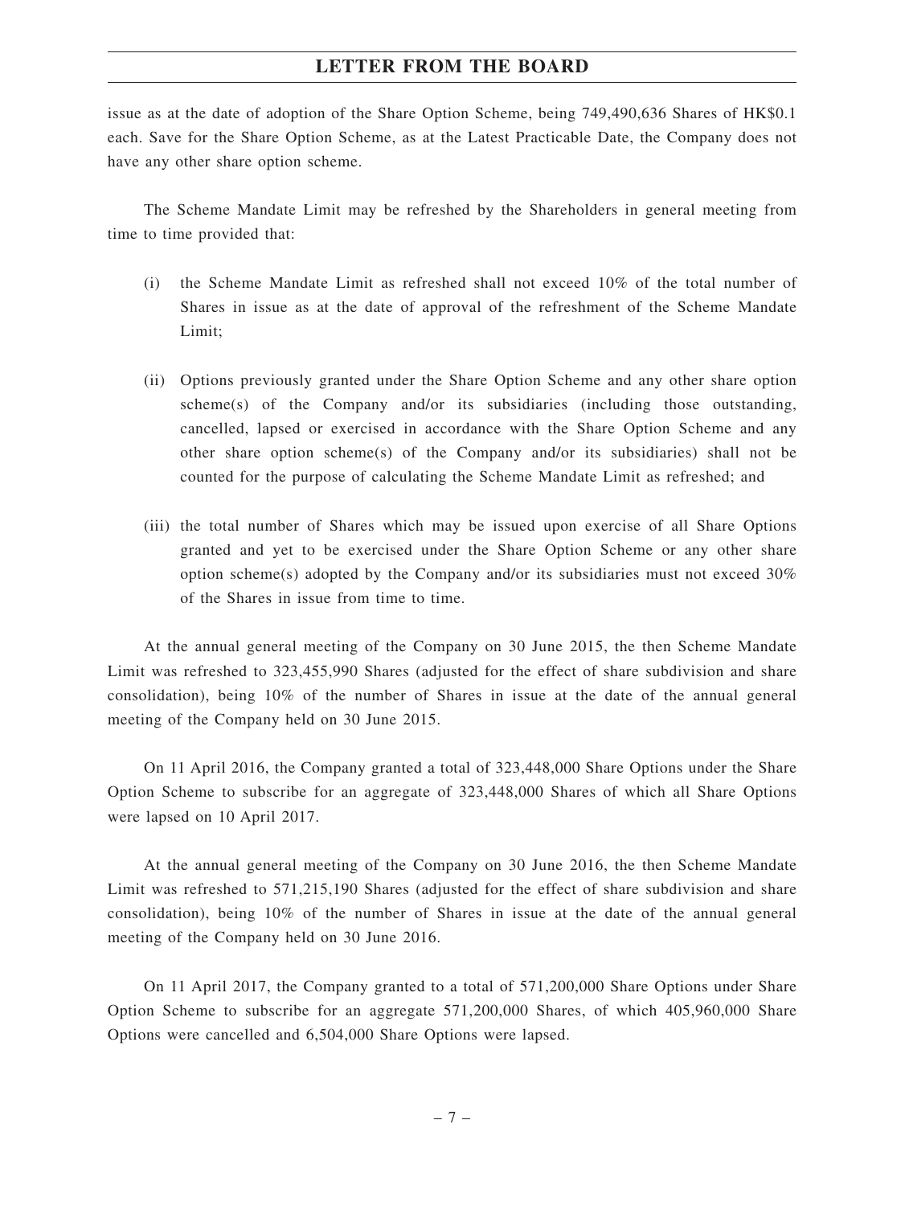issue as at the date of adoption of the Share Option Scheme, being 749,490,636 Shares of HK$0.1 each. Save for the Share Option Scheme, as at the Latest Practicable Date, the Company does not have any other share option scheme.

The Scheme Mandate Limit may be refreshed by the Shareholders in general meeting from time to time provided that:

(i) the Scheme Mandate Limit as refreshed shall not exceed 10% of the total number of Shares in issue as at the date of approval of the refreshment of the Scheme Mandate Limit;

(ii) Options previously granted under the Share Option Scheme and any other share option scheme(s) of the Company and/or its subsidiaries (including those outstanding, cancelled, lapsed or exercised in accordance with the Share Option Scheme and any other share option scheme(s) of the Company and/or its subsidiaries) shall not be counted for the purpose of calculating the Scheme Mandate Limit as refreshed; and

(iii) the total number of Shares which may be issued upon exercise of all Share Options granted and yet to be exercised under the Share Option Scheme or any other share option scheme(s) adopted by the Company and/or its subsidiaries must not exceed 30% of the Shares in issue from time to time.

At the annual general meeting of the Company on 30 June 2015, the then Scheme Mandate Limit was refreshed to 323,455,990 Shares (adjusted for the effect of share subdivision and share consolidation), being 10% of the number of Shares in issue at the date of the annual general meeting of the Company held on 30 June 2015.

On 11 April 2016, the Company granted a total of 323,448,000 Share Options under the Share Option Scheme to subscribe for an aggregate of 323,448,000 Shares of which all Share Options were lapsed on 10 April 2017.

At the annual general meeting of the Company on 30 June 2016, the then Scheme Mandate Limit was refreshed to 571,215,190 Shares (adjusted for the effect of share subdivision and share consolidation), being 10% of the number of Shares in issue at the date of the annual general meeting of the Company held on 30 June 2016.

On 11 April 2017, the Company granted to a total of 571,200,000 Share Options under Share Option Scheme to subscribe for an aggregate 571,200,000 Shares, of which 405,960,000 Share Options were cancelled and 6,504,000 Share Options were lapsed.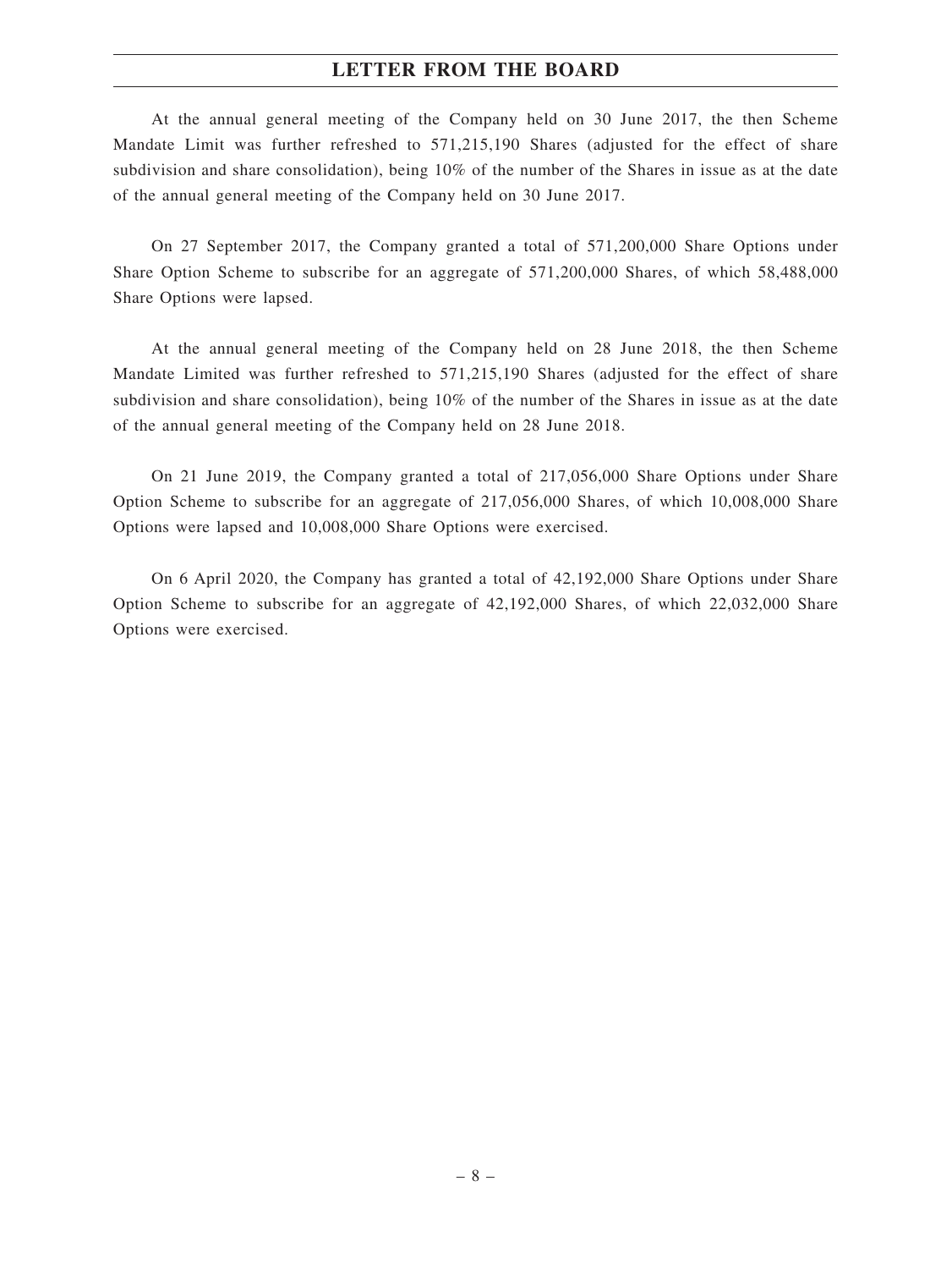At the annual general meeting of the Company held on 30 June 2017, the then Scheme Mandate Limit was further refreshed to 571,215,190 Shares (adjusted for the effect of share subdivision and share consolidation), being 10% of the number of the Shares in issue as at the date of the annual general meeting of the Company held on 30 June 2017.

On 27 September 2017, the Company granted a total of 571,200,000 Share Options under Share Option Scheme to subscribe for an aggregate of 571,200,000 Shares, of which 58,488,000 Share Options were lapsed.

At the annual general meeting of the Company held on 28 June 2018, the then Scheme Mandate Limited was further refreshed to 571,215,190 Shares (adjusted for the effect of share subdivision and share consolidation), being 10% of the number of the Shares in issue as at the date of the annual general meeting of the Company held on 28 June 2018.

On 21 June 2019, the Company granted a total of 217,056,000 Share Options under Share Option Scheme to subscribe for an aggregate of 217,056,000 Shares, of which 10,008,000 Share Options were lapsed and 10,008,000 Share Options were exercised.

On 6 April 2020, the Company has granted a total of 42,192,000 Share Options under Share Option Scheme to subscribe for an aggregate of 42,192,000 Shares, of which 22,032,000 Share Options were exercised.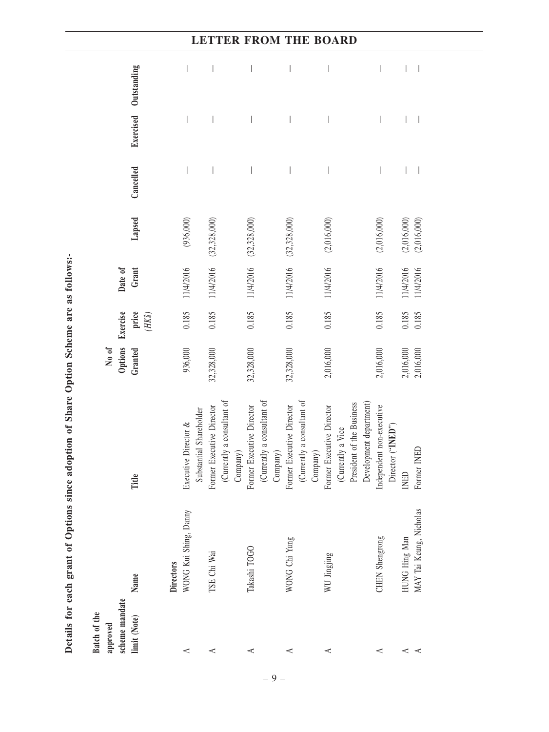**Details for each grant of Options since adoption of Share Option Scheme are as follows:-**

| Batch of the approved scheme mandate limit (Note) | Name | Title | No of Options Granted | Exercise price (HK$) | Date of Grant | Lapsed | Cancelled | Exercised | Outstanding |
|---|---|---|---|---|---|---|---|---|---|
| | **Directors** | | | | | | | | |
| A | WONG Kui Shing, Danny | Executive Director & Substantial Shareholder | 936,000 | 0.185 | 11/4/2016 | (936,000) | — | — | — |
| A | TSE Chi Wai | Former Executive Director (Currently a consultant of Company) | 32,328,000 | 0.185 | 11/4/2016 | (32,328,000) | — | — | — |
| A | Takashi TOGO | Former Executive Director (Currently a consultant of Company) | 32,328,000 | 0.185 | 11/4/2016 | (32,328,000) | — | — | — |
| A | WONG Chi Yung | Former Executive Director (Currently a consultant of Company) | 32,328,000 | 0.185 | 11/4/2016 | (32,328,000) | — | — | — |
| A | WU Jingjing | Former Executive Director (Currently a Vice President of the Business Development department) | 2,016,000 | 0.185 | 11/4/2016 | (2,016,000) | — | — | — |
| A | CHEN Shengrong | Independent non-executive Director ("**INED**") | 2,016,000 | 0.185 | 11/4/2016 | (2,016,000) | — | — | — |
| A | HUNG Hing Man | INED | 2,016,000 | 0.185 | 11/4/2016 | (2,016,000) | — | — | — |
| A | MAY Tai Keung, Nicholas | Former INED | 2,016,000 | 0.185 | 11/4/2016 | (2,016,000) | — | — | — |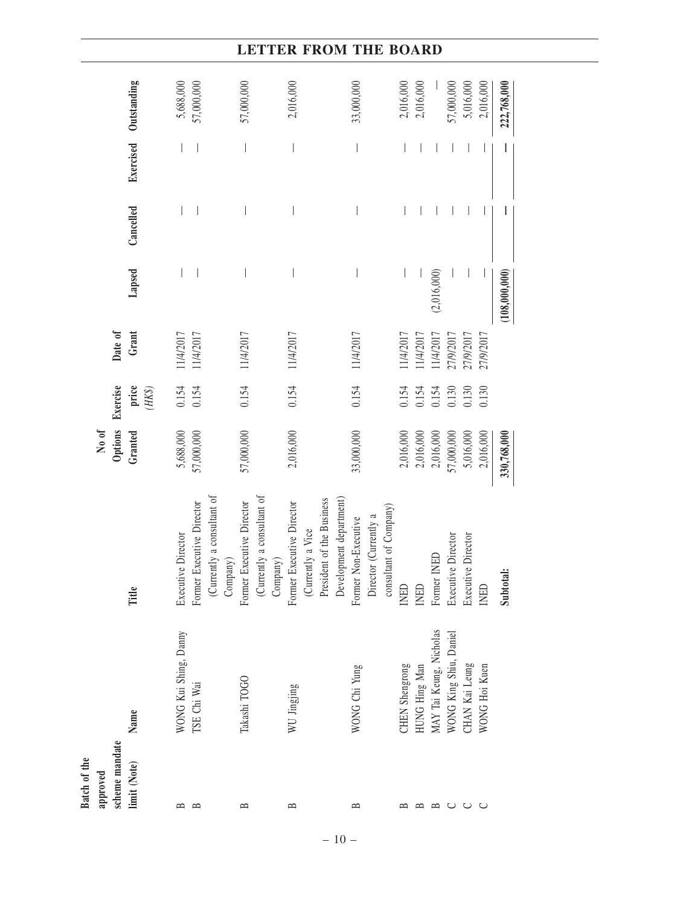| Batch of the approved scheme mandate limit (Note) | Name | Title | No of Options Granted | Exercise price (HK$) | Date of Grant | Lapsed | Cancelled | Exercised | Outstanding |
|---|---|---|---|---|---|---|---|---|---|
| B | WONG Kui Shing, Danny | Executive Director | 5,688,000 | 0.154 | 11/4/2017 | — | — | — | 5,688,000 |
| B | TSE Chi Wai | Former Executive Director (Currently a consultant of Company) | 57,000,000 | 0.154 | 11/4/2017 | — | — | — | 57,000,000 |
| B | Takashi TOGO | Former Executive Director (Currently a consultant of Company) | 57,000,000 | 0.154 | 11/4/2017 | — | — | — | 57,000,000 |
| B | WU Jingjing | Former Executive Director (Currently a Vice President of the Business Development department) | 2,016,000 | 0.154 | 11/4/2017 | — | — | — | 2,016,000 |
| B | WONG Chi Yung | Former Non-Executive Director (Currently a consultant of Company) | 33,000,000 | 0.154 | 11/4/2017 | — | — | — | 33,000,000 |
| B | CHEN Shengrong | INED | 2,016,000 | 0.154 | 11/4/2017 | — | — | — | 2,016,000 |
| B | HUNG Hing Man | INED | 2,016,000 | 0.154 | 11/4/2017 | — | — | — | 2,016,000 |
| B | MAY Tai Keung, Nicholas | Former INED | 2,016,000 | 0.154 | 11/4/2017 | (2,016,000) | — | — | — |
| C | WONG King Shiu, Daniel | Executive Director | 57,000,000 | 0.130 | 27/9/2017 | — | — | — | 57,000,000 |
| C | CHAN Kai Leung | Executive Director | 5,016,000 | 0.130 | 27/9/2017 | — | — | — | 5,016,000 |
| C | WONG Hoi Kuen | INED | 2,016,000 | 0.130 | 27/9/2017 | — | — | — | 2,016,000 |
| | | **Subtotal:** | **330,768,000** | | | **(108,000,000)** | **—** | **—** | **222,768,000** |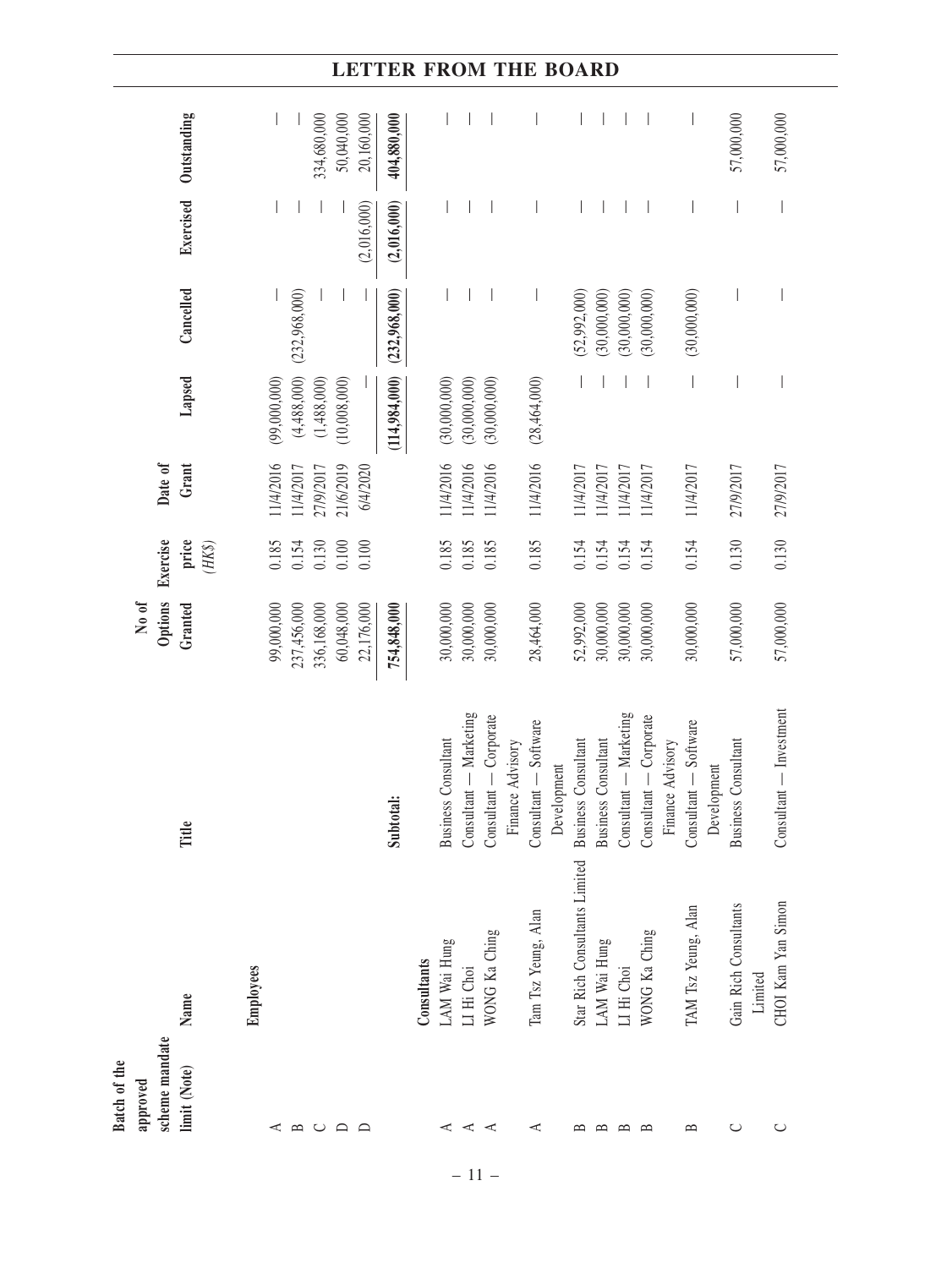| Batch of the approved scheme mandate limit (Note) | Name | Title | No of Options Granted | Exercise price (HK$) | Date of Grant | Lapsed | Cancelled | Exercised | Outstanding |
|---|---|---|---|---|---|---|---|---|---|
| | **Employees** | | | | | | | | |
| A | | | 99,000,000 | 0.185 | 11/4/2016 | (99,000,000) | — | — | — |
| B | | | 237,456,000 | 0.154 | 11/4/2017 | (4,488,000) | (232,968,000) | — | — |
| C | | | 336,168,000 | 0.130 | 27/9/2017 | (1,488,000) | — | — | 334,680,000 |
| D | | | 60,048,000 | 0.100 | 21/6/2019 | (10,008,000) | — | — | 50,040,000 |
| D | | | 22,176,000 | 0.100 | 6/4/2020 | — | — | (2,016,000) | 20,160,000 |
| | | **Subtotal:** | **754,848,000** | | | **(114,984,000)** | **(232,968,000)** | **(2,016,000)** | **404,880,000** |
| | **Consultants** | | | | | | | | |
| A | LAM Wai Hung | Business Consultant | 30,000,000 | 0.185 | 11/4/2016 | (30,000,000) | — | — | — |
| A | LI Hi Choi | Consultant — Marketing | 30,000,000 | 0.185 | 11/4/2016 | (30,000,000) | — | — | — |
| A | WONG Ka Ching | Consultant — Corporate Finance Advisory | 30,000,000 | 0.185 | 11/4/2016 | (30,000,000) | — | — | — |
| A | Tam Tsz Yeung, Alan | Consultant — Software Development | 28,464,000 | 0.185 | 11/4/2016 | (28,464,000) | — | — | — |
| B | Star Rich Consultants Limited | Business Consultant | 52,992,000 | 0.154 | 11/4/2017 | — | (52,992,000) | — | — |
| B | LAM Wai Hung | Business Consultant | 30,000,000 | 0.154 | 11/4/2017 | — | (30,000,000) | — | — |
| B | LI Hi Choi | Consultant — Marketing | 30,000,000 | 0.154 | 11/4/2017 | — | (30,000,000) | — | — |
| B | WONG Ka Ching | Consultant — Corporate Finance Advisory | 30,000,000 | 0.154 | 11/4/2017 | — | (30,000,000) | — | — |
| B | TAM Tsz Yeung, Alan | Consultant — Software Development | 30,000,000 | 0.154 | 11/4/2017 | — | (30,000,000) | — | — |
| C | Gain Rich Consultants Limited | Business Consultant | 57,000,000 | 0.130 | 27/9/2017 | — | — | — | 57,000,000 |
| C | CHOI Kam Yan Simon | Consultant — Investment | 57,000,000 | 0.130 | 27/9/2017 | — | — | — | 57,000,000 |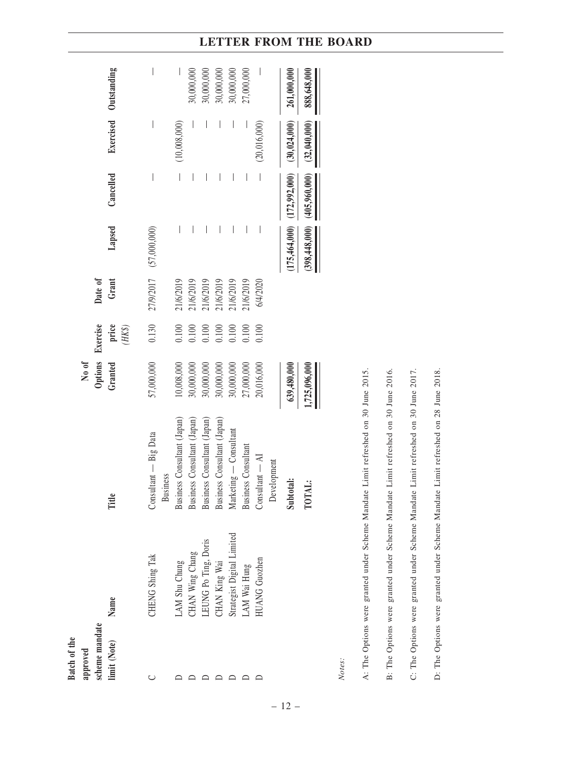| Batch of the approved scheme mandate limit (Note) | Name | Title | No of Options Granted | Exercise price (HK$) | Date of Grant | Lapsed | Cancelled | Exercised | Outstanding |
|---|---|---|---|---|---|---|---|---|---|
| C | CHENG Shing Tak | Consultant — Big Data Business | 57,000,000 | 0.130 | 27/9/2017 | (57,000,000) | — | — | — |
| D | LAM Shu Chung | Business Consultant (Japan) | 10,008,000 | 0.100 | 21/6/2019 | — | — | (10,008,000) | — |
| D | CHAN Wing Chang | Business Consultant (Japan) | 30,000,000 | 0.100 | 21/6/2019 | — | — | — | 30,000,000 |
| D | LEUNG Po Ting, Doris | Business Consultant (Japan) | 30,000,000 | 0.100 | 21/6/2019 | — | — | — | 30,000,000 |
| D | CHAN King Wai | Business Consultant (Japan) | 30,000,000 | 0.100 | 21/6/2019 | — | — | — | 30,000,000 |
| D | Strategist Digital Limited | Marketing — Consultant | 30,000,000 | 0.100 | 21/6/2019 | — | — | — | 30,000,000 |
| D | LAM Wai Hung | Business Consultant | 27,000,000 | 0.100 | 21/6/2019 | — | — | — | 27,000,000 |
| D | HUANG Guozhen | Consultant — AI Development | 20,016,000 | 0.100 | 6/4/2020 | — | — | (20,016,000) | — |
| | | **Subtotal:** | **639,480,000** | | | **(175,464,000)** | **(172,992,000)** | **(30,024,000)** | **261,000,000** |
| | | **TOTAL:** | **1,725,096,000** | | | **(398,448,000)** | **(405,960,000)** | **(32,040,000)** | **888,648,000** |

*Notes:*

A: The Options were granted under Scheme Mandate Limit refreshed on 30 June 2015.

B: The Options were granted under Scheme Mandate Limit refreshed on 30 June 2016.

C: The Options were granted under Scheme Mandate Limit refreshed on 30 June 2017.

D: The Options were granted under Scheme Mandate Limit refreshed on 28 June 2018.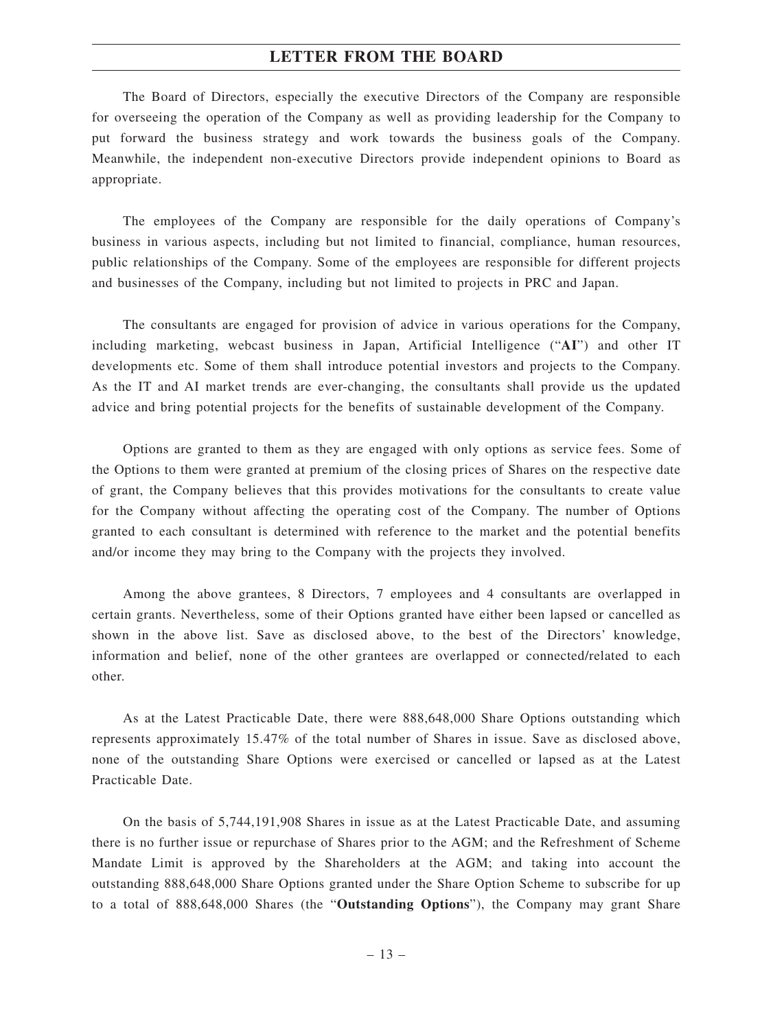The Board of Directors, especially the executive Directors of the Company are responsible for overseeing the operation of the Company as well as providing leadership for the Company to put forward the business strategy and work towards the business goals of the Company. Meanwhile, the independent non-executive Directors provide independent opinions to Board as appropriate.

The employees of the Company are responsible for the daily operations of Company's business in various aspects, including but not limited to financial, compliance, human resources, public relationships of the Company. Some of the employees are responsible for different projects and businesses of the Company, including but not limited to projects in PRC and Japan.

The consultants are engaged for provision of advice in various operations for the Company, including marketing, webcast business in Japan, Artificial Intelligence ("**AI**") and other IT developments etc. Some of them shall introduce potential investors and projects to the Company. As the IT and AI market trends are ever-changing, the consultants shall provide us the updated advice and bring potential projects for the benefits of sustainable development of the Company.

Options are granted to them as they are engaged with only options as service fees. Some of the Options to them were granted at premium of the closing prices of Shares on the respective date of grant, the Company believes that this provides motivations for the consultants to create value for the Company without affecting the operating cost of the Company. The number of Options granted to each consultant is determined with reference to the market and the potential benefits and/or income they may bring to the Company with the projects they involved.

Among the above grantees, 8 Directors, 7 employees and 4 consultants are overlapped in certain grants. Nevertheless, some of their Options granted have either been lapsed or cancelled as shown in the above list. Save as disclosed above, to the best of the Directors' knowledge, information and belief, none of the other grantees are overlapped or connected/related to each other.

As at the Latest Practicable Date, there were 888,648,000 Share Options outstanding which represents approximately 15.47% of the total number of Shares in issue. Save as disclosed above, none of the outstanding Share Options were exercised or cancelled or lapsed as at the Latest Practicable Date.

On the basis of 5,744,191,908 Shares in issue as at the Latest Practicable Date, and assuming there is no further issue or repurchase of Shares prior to the AGM; and the Refreshment of Scheme Mandate Limit is approved by the Shareholders at the AGM; and taking into account the outstanding 888,648,000 Share Options granted under the Share Option Scheme to subscribe for up to a total of 888,648,000 Shares (the "**Outstanding Options**"), the Company may grant Share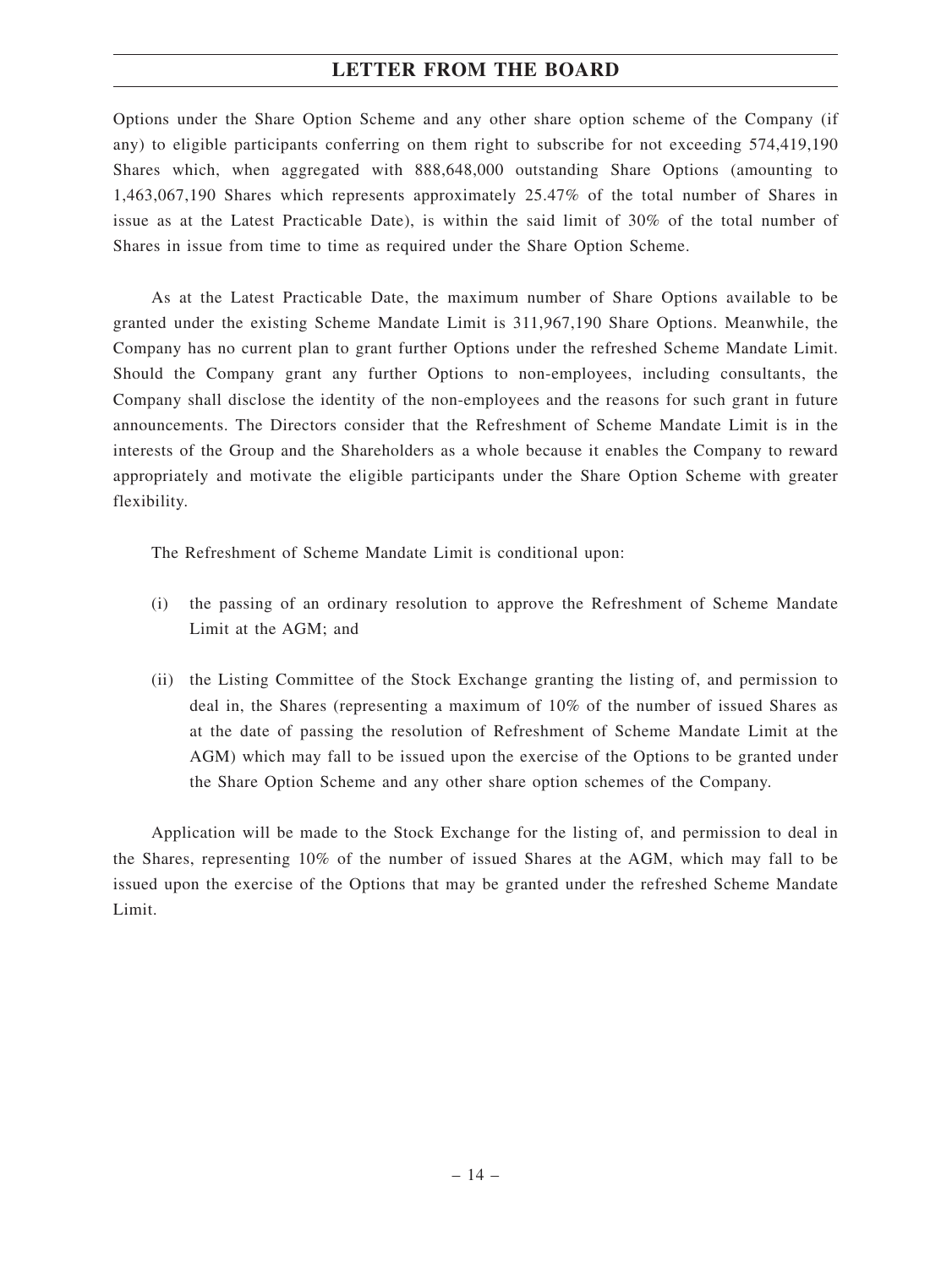Options under the Share Option Scheme and any other share option scheme of the Company (if any) to eligible participants conferring on them right to subscribe for not exceeding 574,419,190 Shares which, when aggregated with 888,648,000 outstanding Share Options (amounting to 1,463,067,190 Shares which represents approximately 25.47% of the total number of Shares in issue as at the Latest Practicable Date), is within the said limit of 30% of the total number of Shares in issue from time to time as required under the Share Option Scheme.

As at the Latest Practicable Date, the maximum number of Share Options available to be granted under the existing Scheme Mandate Limit is 311,967,190 Share Options. Meanwhile, the Company has no current plan to grant further Options under the refreshed Scheme Mandate Limit. Should the Company grant any further Options to non-employees, including consultants, the Company shall disclose the identity of the non-employees and the reasons for such grant in future announcements. The Directors consider that the Refreshment of Scheme Mandate Limit is in the interests of the Group and the Shareholders as a whole because it enables the Company to reward appropriately and motivate the eligible participants under the Share Option Scheme with greater flexibility.

The Refreshment of Scheme Mandate Limit is conditional upon:

(i) the passing of an ordinary resolution to approve the Refreshment of Scheme Mandate Limit at the AGM; and

(ii) the Listing Committee of the Stock Exchange granting the listing of, and permission to deal in, the Shares (representing a maximum of 10% of the number of issued Shares as at the date of passing the resolution of Refreshment of Scheme Mandate Limit at the AGM) which may fall to be issued upon the exercise of the Options to be granted under the Share Option Scheme and any other share option schemes of the Company.

Application will be made to the Stock Exchange for the listing of, and permission to deal in the Shares, representing 10% of the number of issued Shares at the AGM, which may fall to be issued upon the exercise of the Options that may be granted under the refreshed Scheme Mandate Limit.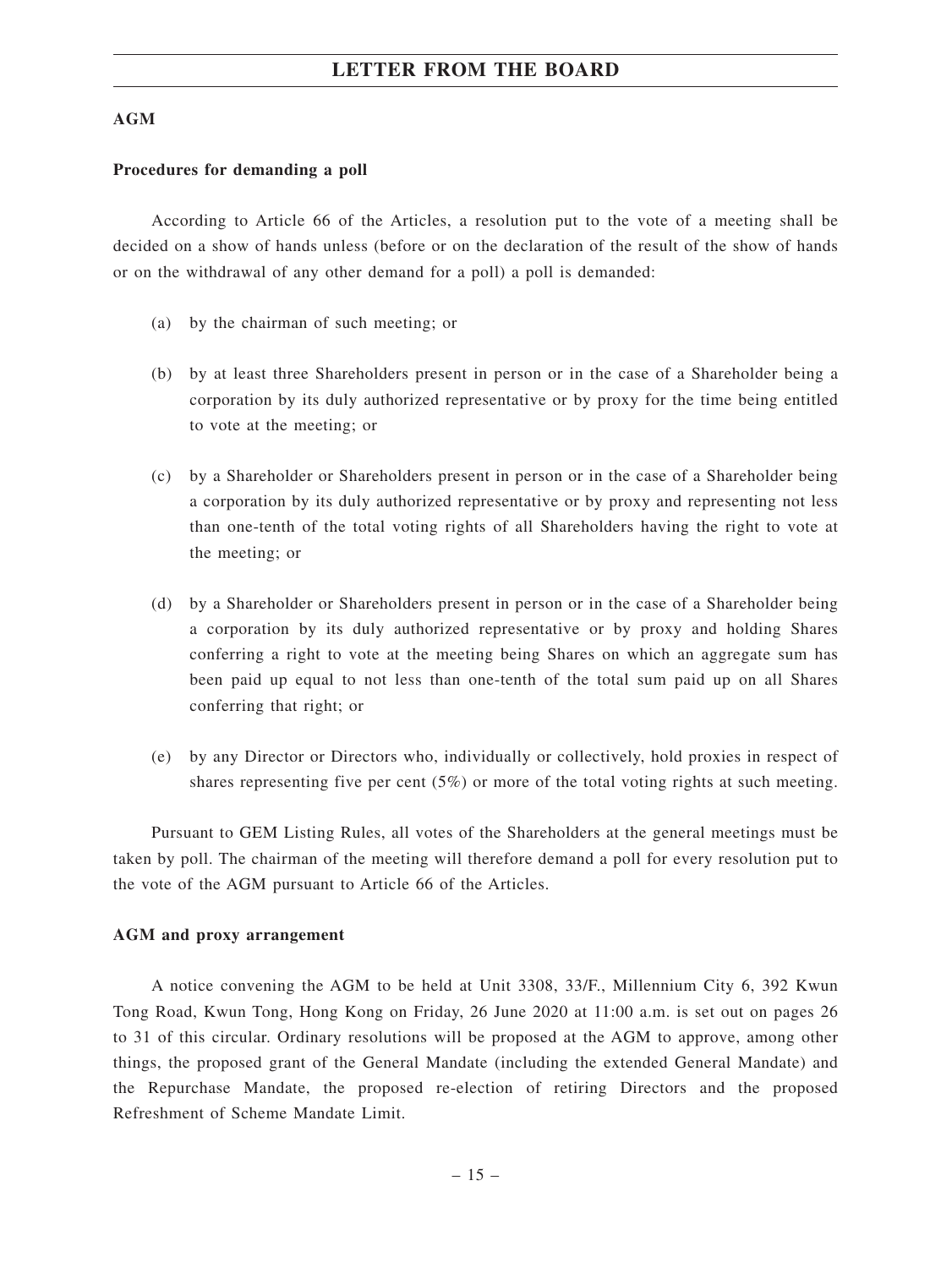## AGM

### Procedures for demanding a poll

According to Article 66 of the Articles, a resolution put to the vote of a meeting shall be decided on a show of hands unless (before or on the declaration of the result of the show of hands or on the withdrawal of any other demand for a poll) a poll is demanded:

(a) by the chairman of such meeting; or

(b) by at least three Shareholders present in person or in the case of a Shareholder being a corporation by its duly authorized representative or by proxy for the time being entitled to vote at the meeting; or

(c) by a Shareholder or Shareholders present in person or in the case of a Shareholder being a corporation by its duly authorized representative or by proxy and representing not less than one-tenth of the total voting rights of all Shareholders having the right to vote at the meeting; or

(d) by a Shareholder or Shareholders present in person or in the case of a Shareholder being a corporation by its duly authorized representative or by proxy and holding Shares conferring a right to vote at the meeting being Shares on which an aggregate sum has been paid up equal to not less than one-tenth of the total sum paid up on all Shares conferring that right; or

(e) by any Director or Directors who, individually or collectively, hold proxies in respect of shares representing five per cent (5%) or more of the total voting rights at such meeting.

Pursuant to GEM Listing Rules, all votes of the Shareholders at the general meetings must be taken by poll. The chairman of the meeting will therefore demand a poll for every resolution put to the vote of the AGM pursuant to Article 66 of the Articles.

### AGM and proxy arrangement

A notice convening the AGM to be held at Unit 3308, 33/F., Millennium City 6, 392 Kwun Tong Road, Kwun Tong, Hong Kong on Friday, 26 June 2020 at 11:00 a.m. is set out on pages 26 to 31 of this circular. Ordinary resolutions will be proposed at the AGM to approve, among other things, the proposed grant of the General Mandate (including the extended General Mandate) and the Repurchase Mandate, the proposed re-election of retiring Directors and the proposed Refreshment of Scheme Mandate Limit.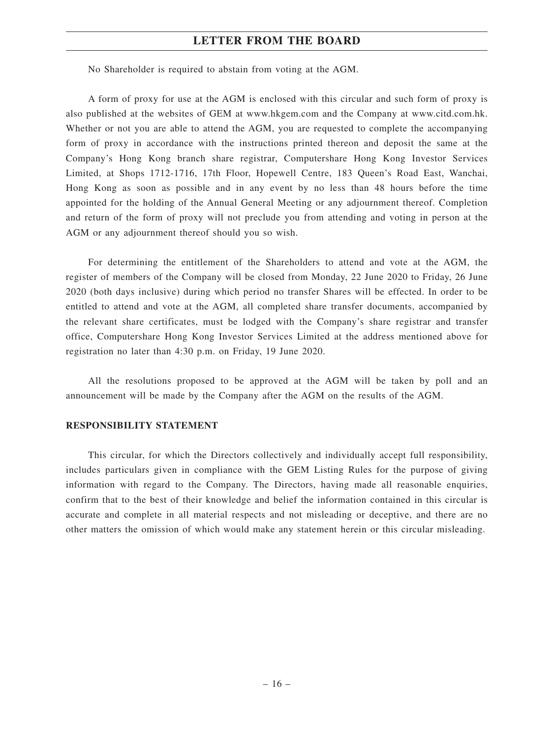No Shareholder is required to abstain from voting at the AGM.

A form of proxy for use at the AGM is enclosed with this circular and such form of proxy is also published at the websites of GEM at www.hkgem.com and the Company at www.citd.com.hk. Whether or not you are able to attend the AGM, you are requested to complete the accompanying form of proxy in accordance with the instructions printed thereon and deposit the same at the Company's Hong Kong branch share registrar, Computershare Hong Kong Investor Services Limited, at Shops 1712-1716, 17th Floor, Hopewell Centre, 183 Queen's Road East, Wanchai, Hong Kong as soon as possible and in any event by no less than 48 hours before the time appointed for the holding of the Annual General Meeting or any adjournment thereof. Completion and return of the form of proxy will not preclude you from attending and voting in person at the AGM or any adjournment thereof should you so wish.

For determining the entitlement of the Shareholders to attend and vote at the AGM, the register of members of the Company will be closed from Monday, 22 June 2020 to Friday, 26 June 2020 (both days inclusive) during which period no transfer Shares will be effected. In order to be entitled to attend and vote at the AGM, all completed share transfer documents, accompanied by the relevant share certificates, must be lodged with the Company's share registrar and transfer office, Computershare Hong Kong Investor Services Limited at the address mentioned above for registration no later than 4:30 p.m. on Friday, 19 June 2020.

All the resolutions proposed to be approved at the AGM will be taken by poll and an announcement will be made by the Company after the AGM on the results of the AGM.

**RESPONSIBILITY STATEMENT**

This circular, for which the Directors collectively and individually accept full responsibility, includes particulars given in compliance with the GEM Listing Rules for the purpose of giving information with regard to the Company. The Directors, having made all reasonable enquiries, confirm that to the best of their knowledge and belief the information contained in this circular is accurate and complete in all material respects and not misleading or deceptive, and there are no other matters the omission of which would make any statement herein or this circular misleading.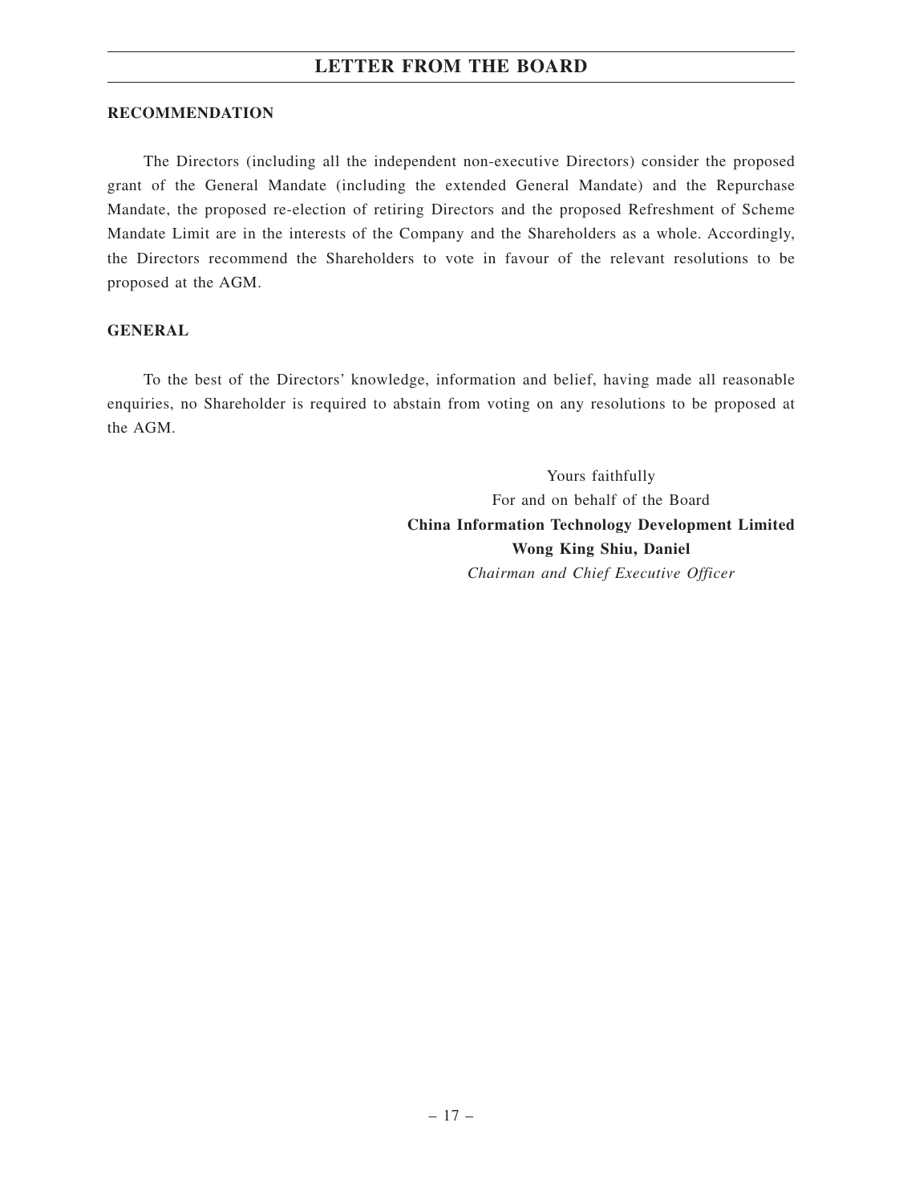**RECOMMENDATION**

The Directors (including all the independent non-executive Directors) consider the proposed grant of the General Mandate (including the extended General Mandate) and the Repurchase Mandate, the proposed re-election of retiring Directors and the proposed Refreshment of Scheme Mandate Limit are in the interests of the Company and the Shareholders as a whole. Accordingly, the Directors recommend the Shareholders to vote in favour of the relevant resolutions to be proposed at the AGM.

**GENERAL**

To the best of the Directors' knowledge, information and belief, having made all reasonable enquiries, no Shareholder is required to abstain from voting on any resolutions to be proposed at the AGM.

Yours faithfully
For and on behalf of the Board
**China Information Technology Development Limited**
**Wong King Shiu, Daniel**
*Chairman and Chief Executive Officer*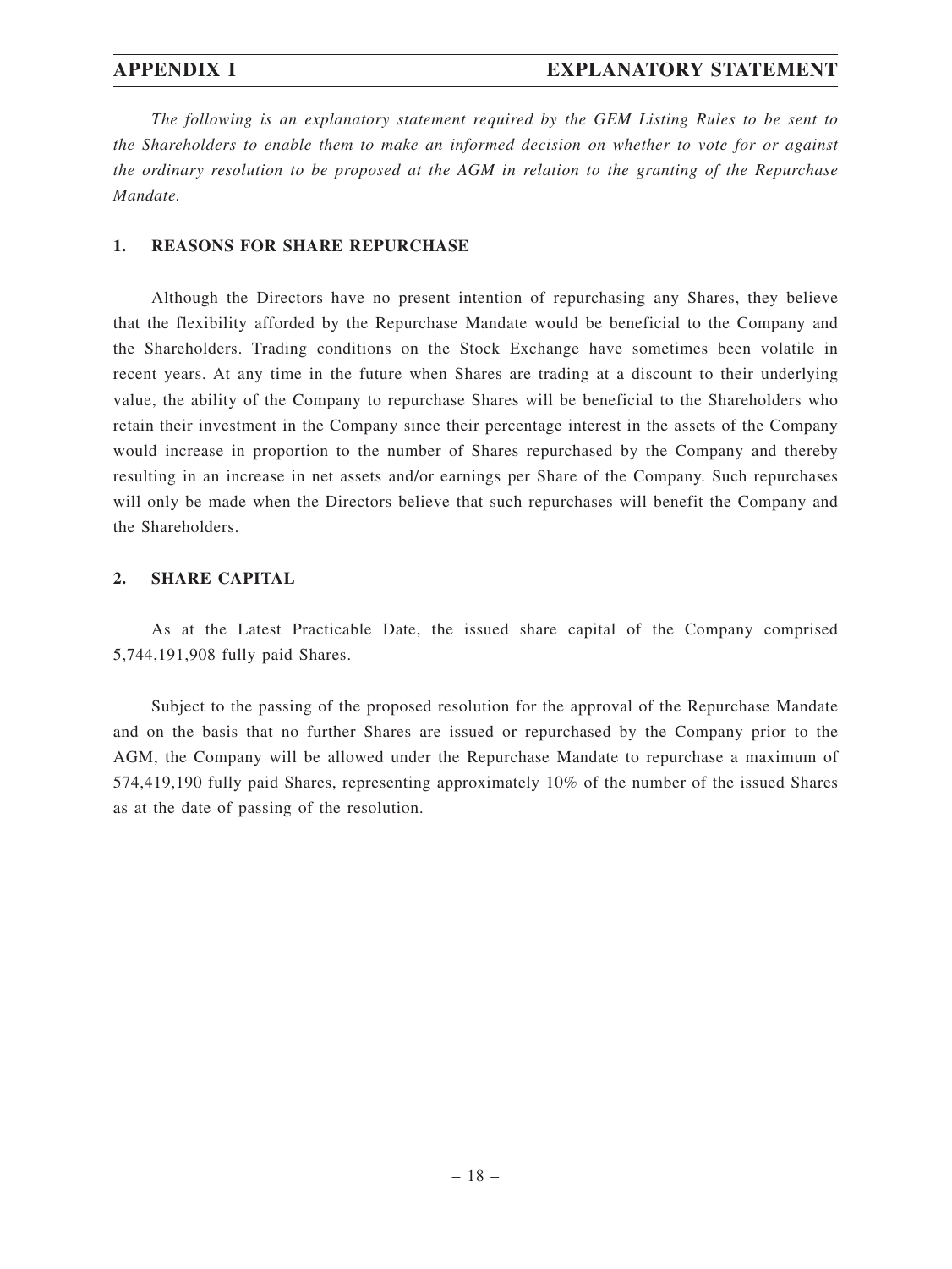# APPENDIX I EXPLANATORY STATEMENT

*The following is an explanatory statement required by the GEM Listing Rules to be sent to the Shareholders to enable them to make an informed decision on whether to vote for or against the ordinary resolution to be proposed at the AGM in relation to the granting of the Repurchase Mandate.*

## 1. REASONS FOR SHARE REPURCHASE

Although the Directors have no present intention of repurchasing any Shares, they believe that the flexibility afforded by the Repurchase Mandate would be beneficial to the Company and the Shareholders. Trading conditions on the Stock Exchange have sometimes been volatile in recent years. At any time in the future when Shares are trading at a discount to their underlying value, the ability of the Company to repurchase Shares will be beneficial to the Shareholders who retain their investment in the Company since their percentage interest in the assets of the Company would increase in proportion to the number of Shares repurchased by the Company and thereby resulting in an increase in net assets and/or earnings per Share of the Company. Such repurchases will only be made when the Directors believe that such repurchases will benefit the Company and the Shareholders.

## 2. SHARE CAPITAL

As at the Latest Practicable Date, the issued share capital of the Company comprised 5,744,191,908 fully paid Shares.

Subject to the passing of the proposed resolution for the approval of the Repurchase Mandate and on the basis that no further Shares are issued or repurchased by the Company prior to the AGM, the Company will be allowed under the Repurchase Mandate to repurchase a maximum of 574,419,190 fully paid Shares, representing approximately 10% of the number of the issued Shares as at the date of passing of the resolution.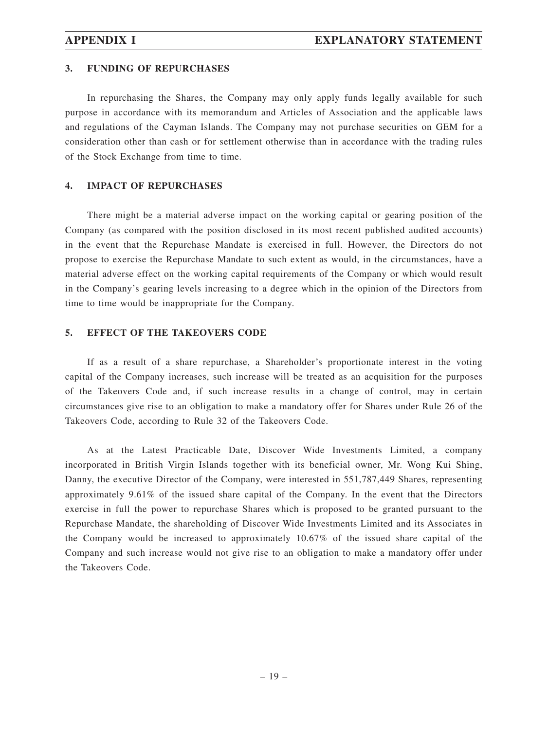### 3. FUNDING OF REPURCHASES

In repurchasing the Shares, the Company may only apply funds legally available for such purpose in accordance with its memorandum and Articles of Association and the applicable laws and regulations of the Cayman Islands. The Company may not purchase securities on GEM for a consideration other than cash or for settlement otherwise than in accordance with the trading rules of the Stock Exchange from time to time.

### 4. IMPACT OF REPURCHASES

There might be a material adverse impact on the working capital or gearing position of the Company (as compared with the position disclosed in its most recent published audited accounts) in the event that the Repurchase Mandate is exercised in full. However, the Directors do not propose to exercise the Repurchase Mandate to such extent as would, in the circumstances, have a material adverse effect on the working capital requirements of the Company or which would result in the Company's gearing levels increasing to a degree which in the opinion of the Directors from time to time would be inappropriate for the Company.

### 5. EFFECT OF THE TAKEOVERS CODE

If as a result of a share repurchase, a Shareholder's proportionate interest in the voting capital of the Company increases, such increase will be treated as an acquisition for the purposes of the Takeovers Code and, if such increase results in a change of control, may in certain circumstances give rise to an obligation to make a mandatory offer for Shares under Rule 26 of the Takeovers Code, according to Rule 32 of the Takeovers Code.

As at the Latest Practicable Date, Discover Wide Investments Limited, a company incorporated in British Virgin Islands together with its beneficial owner, Mr. Wong Kui Shing, Danny, the executive Director of the Company, were interested in 551,787,449 Shares, representing approximately 9.61% of the issued share capital of the Company. In the event that the Directors exercise in full the power to repurchase Shares which is proposed to be granted pursuant to the Repurchase Mandate, the shareholding of Discover Wide Investments Limited and its Associates in the Company would be increased to approximately 10.67% of the issued share capital of the Company and such increase would not give rise to an obligation to make a mandatory offer under the Takeovers Code.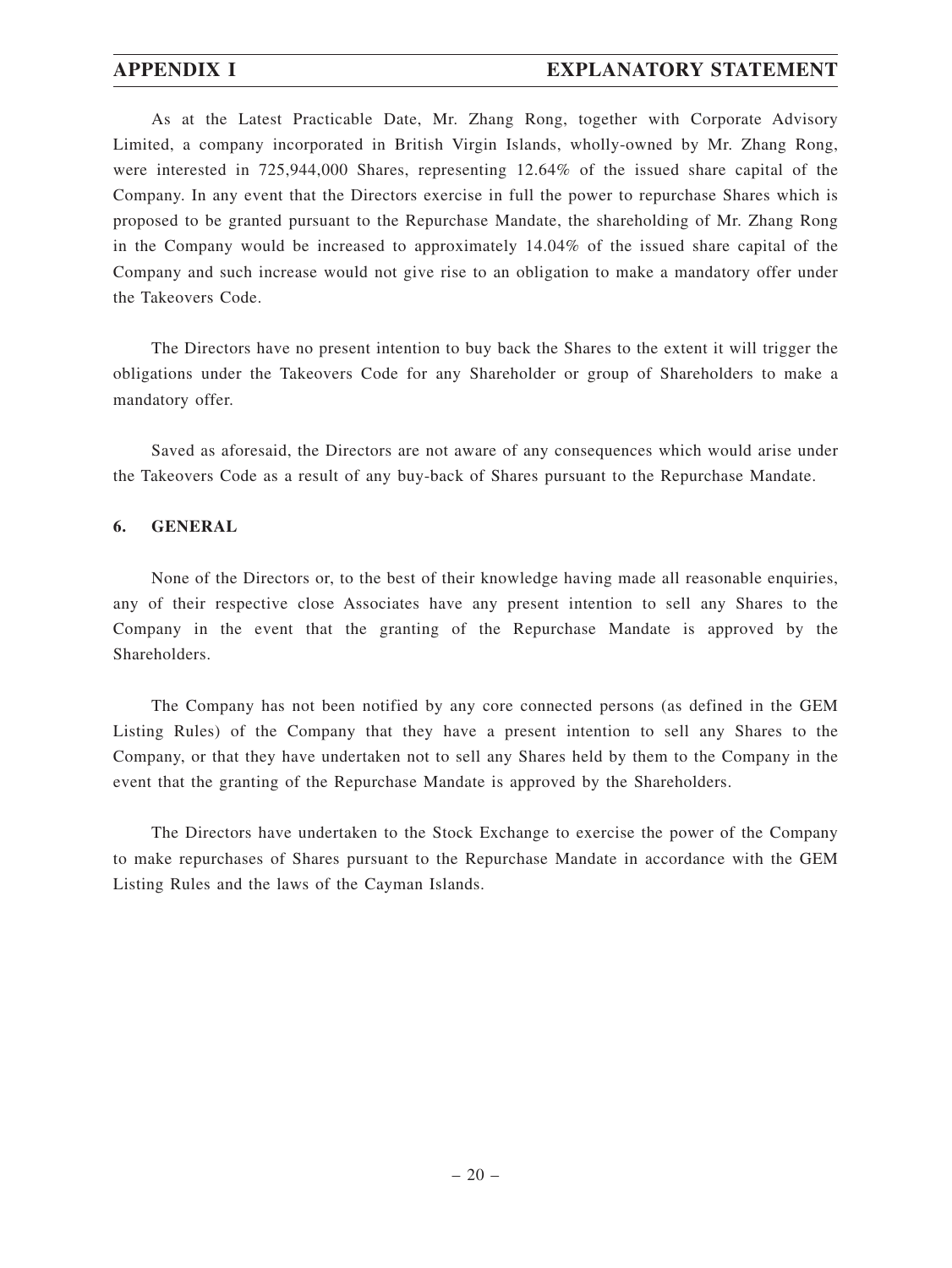As at the Latest Practicable Date, Mr. Zhang Rong, together with Corporate Advisory Limited, a company incorporated in British Virgin Islands, wholly-owned by Mr. Zhang Rong, were interested in 725,944,000 Shares, representing 12.64% of the issued share capital of the Company. In any event that the Directors exercise in full the power to repurchase Shares which is proposed to be granted pursuant to the Repurchase Mandate, the shareholding of Mr. Zhang Rong in the Company would be increased to approximately 14.04% of the issued share capital of the Company and such increase would not give rise to an obligation to make a mandatory offer under the Takeovers Code.

The Directors have no present intention to buy back the Shares to the extent it will trigger the obligations under the Takeovers Code for any Shareholder or group of Shareholders to make a mandatory offer.

Saved as aforesaid, the Directors are not aware of any consequences which would arise under the Takeovers Code as a result of any buy-back of Shares pursuant to the Repurchase Mandate.

## 6. GENERAL

None of the Directors or, to the best of their knowledge having made all reasonable enquiries, any of their respective close Associates have any present intention to sell any Shares to the Company in the event that the granting of the Repurchase Mandate is approved by the Shareholders.

The Company has not been notified by any core connected persons (as defined in the GEM Listing Rules) of the Company that they have a present intention to sell any Shares to the Company, or that they have undertaken not to sell any Shares held by them to the Company in the event that the granting of the Repurchase Mandate is approved by the Shareholders.

The Directors have undertaken to the Stock Exchange to exercise the power of the Company to make repurchases of Shares pursuant to the Repurchase Mandate in accordance with the GEM Listing Rules and the laws of the Cayman Islands.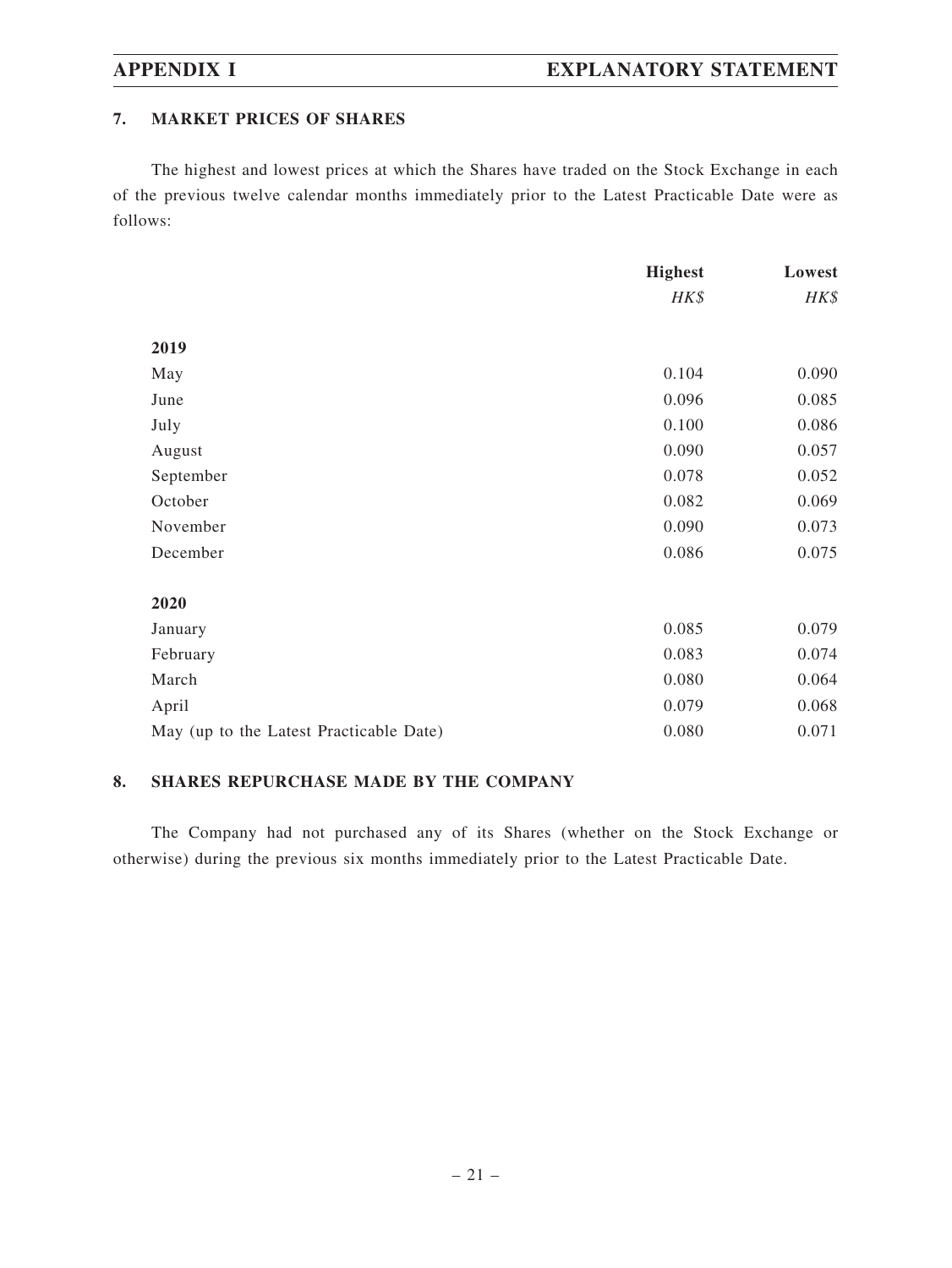## 7. MARKET PRICES OF SHARES

The highest and lowest prices at which the Shares have traded on the Stock Exchange in each of the previous twelve calendar months immediately prior to the Latest Practicable Date were as follows:

| | Highest | Lowest |
|---|---|---|
| | *HK$* | *HK$* |
| **2019** | | |
| May | 0.104 | 0.090 |
| June | 0.096 | 0.085 |
| July | 0.100 | 0.086 |
| August | 0.090 | 0.057 |
| September | 0.078 | 0.052 |
| October | 0.082 | 0.069 |
| November | 0.090 | 0.073 |
| December | 0.086 | 0.075 |
| **2020** | | |
| January | 0.085 | 0.079 |
| February | 0.083 | 0.074 |
| March | 0.080 | 0.064 |
| April | 0.079 | 0.068 |
| May (up to the Latest Practicable Date) | 0.080 | 0.071 |

## 8. SHARES REPURCHASE MADE BY THE COMPANY

The Company had not purchased any of its Shares (whether on the Stock Exchange or otherwise) during the previous six months immediately prior to the Latest Practicable Date.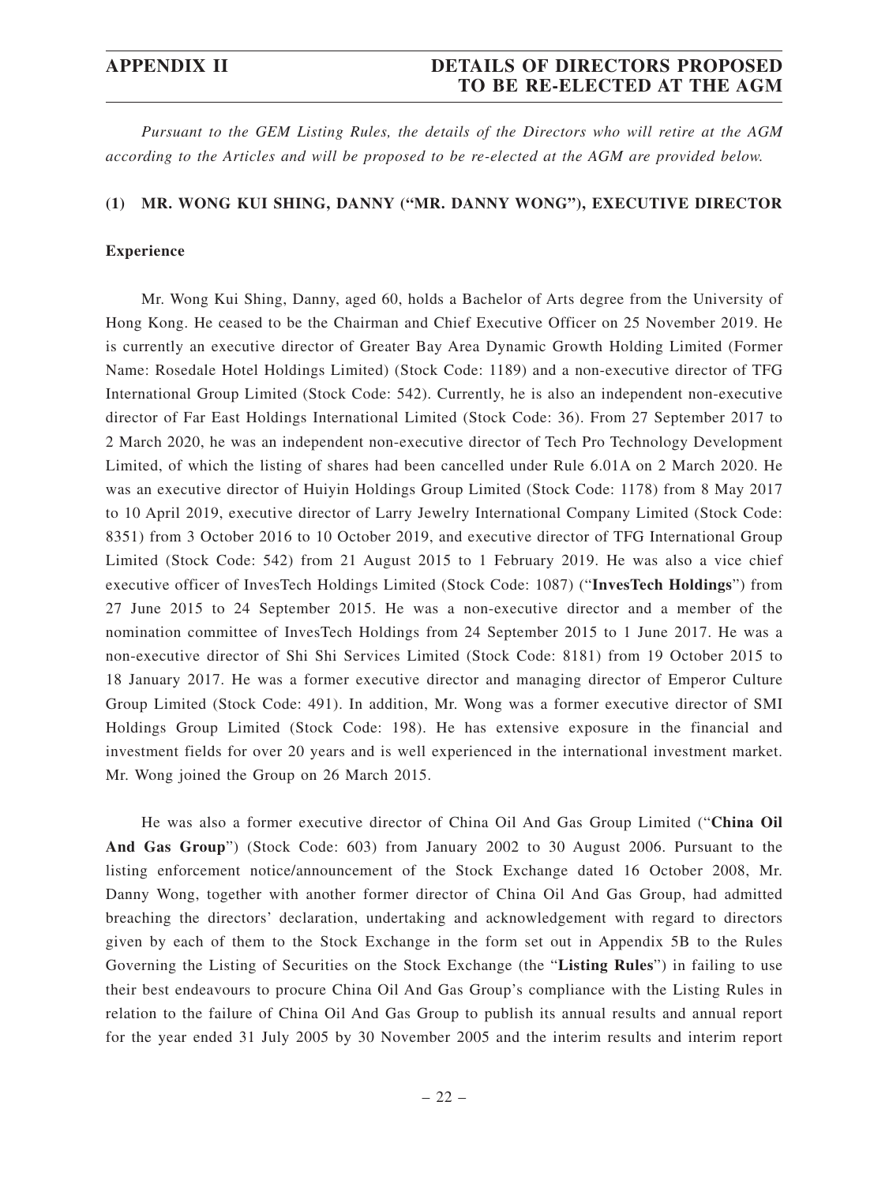*Pursuant to the GEM Listing Rules, the details of the Directors who will retire at the AGM according to the Articles and will be proposed to be re-elected at the AGM are provided below.*

## (1) MR. WONG KUI SHING, DANNY ("MR. DANNY WONG"), EXECUTIVE DIRECTOR

### Experience

Mr. Wong Kui Shing, Danny, aged 60, holds a Bachelor of Arts degree from the University of Hong Kong. He ceased to be the Chairman and Chief Executive Officer on 25 November 2019. He is currently an executive director of Greater Bay Area Dynamic Growth Holding Limited (Former Name: Rosedale Hotel Holdings Limited) (Stock Code: 1189) and a non-executive director of TFG International Group Limited (Stock Code: 542). Currently, he is also an independent non-executive director of Far East Holdings International Limited (Stock Code: 36). From 27 September 2017 to 2 March 2020, he was an independent non-executive director of Tech Pro Technology Development Limited, of which the listing of shares had been cancelled under Rule 6.01A on 2 March 2020. He was an executive director of Huiyin Holdings Group Limited (Stock Code: 1178) from 8 May 2017 to 10 April 2019, executive director of Larry Jewelry International Company Limited (Stock Code: 8351) from 3 October 2016 to 10 October 2019, and executive director of TFG International Group Limited (Stock Code: 542) from 21 August 2015 to 1 February 2019. He was also a vice chief executive officer of InvesTech Holdings Limited (Stock Code: 1087) ("**InvesTech Holdings**") from 27 June 2015 to 24 September 2015. He was a non-executive director and a member of the nomination committee of InvesTech Holdings from 24 September 2015 to 1 June 2017. He was a non-executive director of Shi Shi Services Limited (Stock Code: 8181) from 19 October 2015 to 18 January 2017. He was a former executive director and managing director of Emperor Culture Group Limited (Stock Code: 491). In addition, Mr. Wong was a former executive director of SMI Holdings Group Limited (Stock Code: 198). He has extensive exposure in the financial and investment fields for over 20 years and is well experienced in the international investment market. Mr. Wong joined the Group on 26 March 2015.

He was also a former executive director of China Oil And Gas Group Limited ("**China Oil And Gas Group**") (Stock Code: 603) from January 2002 to 30 August 2006. Pursuant to the listing enforcement notice/announcement of the Stock Exchange dated 16 October 2008, Mr. Danny Wong, together with another former director of China Oil And Gas Group, had admitted breaching the directors' declaration, undertaking and acknowledgement with regard to directors given by each of them to the Stock Exchange in the form set out in Appendix 5B to the Rules Governing the Listing of Securities on the Stock Exchange (the "**Listing Rules**") in failing to use their best endeavours to procure China Oil And Gas Group's compliance with the Listing Rules in relation to the failure of China Oil And Gas Group to publish its annual results and annual report for the year ended 31 July 2005 by 30 November 2005 and the interim results and interim report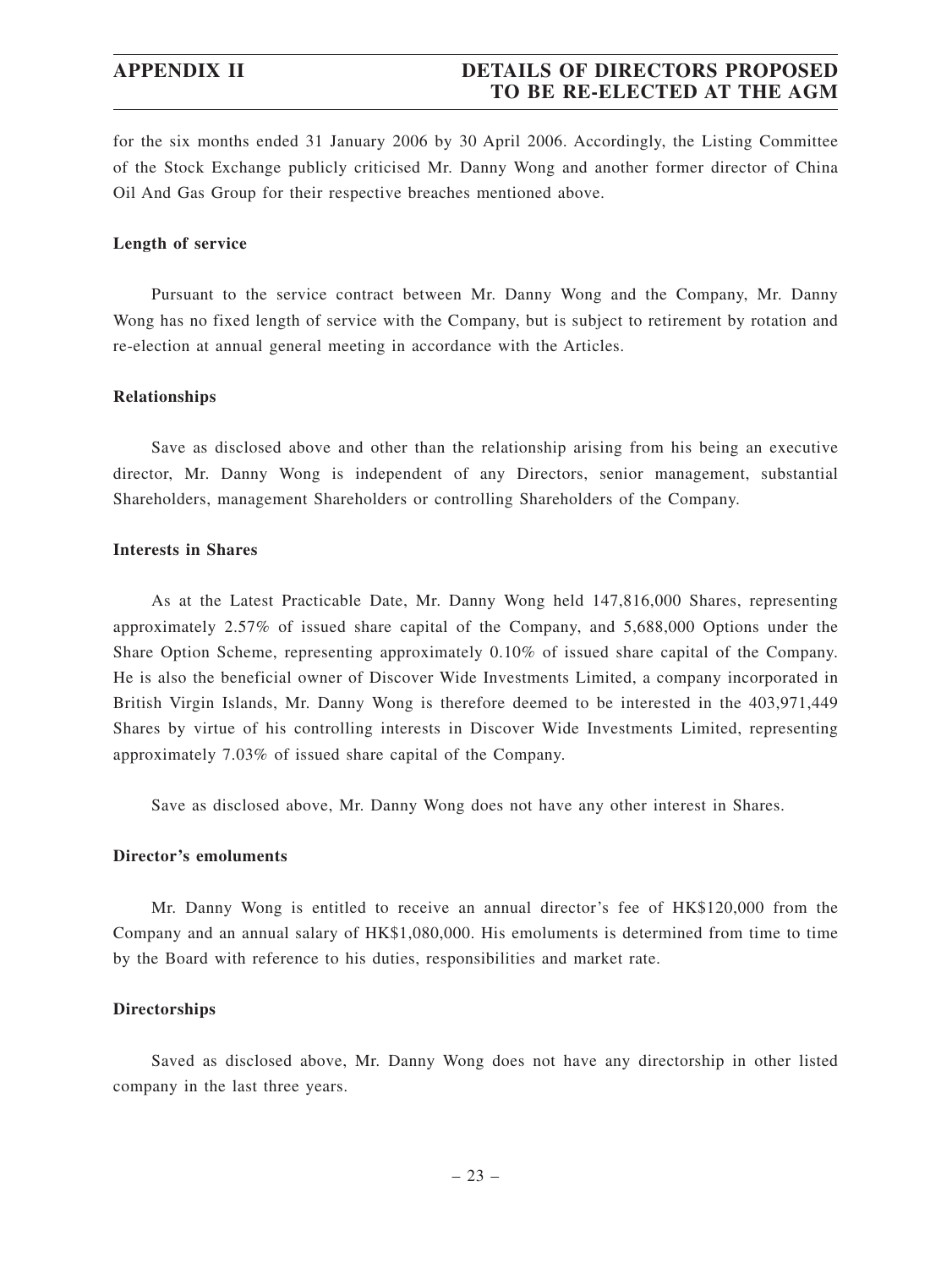for the six months ended 31 January 2006 by 30 April 2006. Accordingly, the Listing Committee of the Stock Exchange publicly criticised Mr. Danny Wong and another former director of China Oil And Gas Group for their respective breaches mentioned above.

**Length of service**

Pursuant to the service contract between Mr. Danny Wong and the Company, Mr. Danny Wong has no fixed length of service with the Company, but is subject to retirement by rotation and re-election at annual general meeting in accordance with the Articles.

**Relationships**

Save as disclosed above and other than the relationship arising from his being an executive director, Mr. Danny Wong is independent of any Directors, senior management, substantial Shareholders, management Shareholders or controlling Shareholders of the Company.

**Interests in Shares**

As at the Latest Practicable Date, Mr. Danny Wong held 147,816,000 Shares, representing approximately 2.57% of issued share capital of the Company, and 5,688,000 Options under the Share Option Scheme, representing approximately 0.10% of issued share capital of the Company. He is also the beneficial owner of Discover Wide Investments Limited, a company incorporated in British Virgin Islands, Mr. Danny Wong is therefore deemed to be interested in the 403,971,449 Shares by virtue of his controlling interests in Discover Wide Investments Limited, representing approximately 7.03% of issued share capital of the Company.

Save as disclosed above, Mr. Danny Wong does not have any other interest in Shares.

**Director's emoluments**

Mr. Danny Wong is entitled to receive an annual director's fee of HK$120,000 from the Company and an annual salary of HK$1,080,000. His emoluments is determined from time to time by the Board with reference to his duties, responsibilities and market rate.

**Directorships**

Saved as disclosed above, Mr. Danny Wong does not have any directorship in other listed company in the last three years.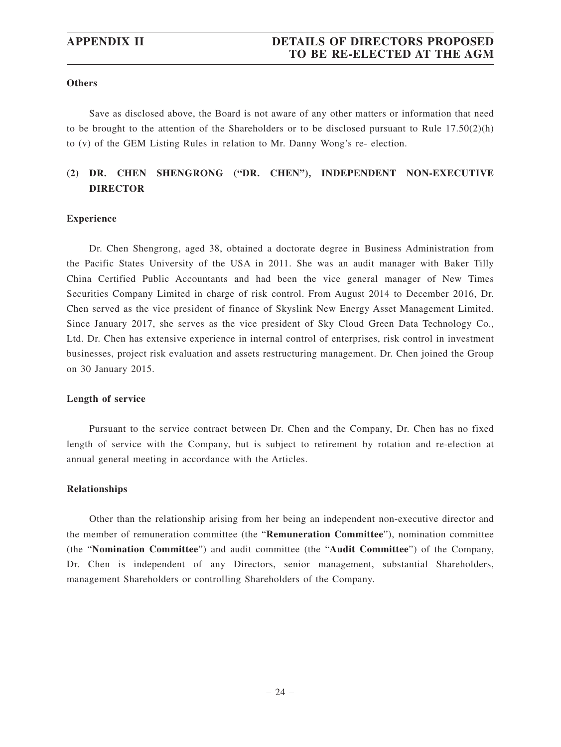### Others

Save as disclosed above, the Board is not aware of any other matters or information that need to be brought to the attention of the Shareholders or to be disclosed pursuant to Rule 17.50(2)(h) to (v) of the GEM Listing Rules in relation to Mr. Danny Wong's re- election.

## (2) DR. CHEN SHENGRONG ("DR. CHEN"), INDEPENDENT NON-EXECUTIVE DIRECTOR

### Experience

Dr. Chen Shengrong, aged 38, obtained a doctorate degree in Business Administration from the Pacific States University of the USA in 2011. She was an audit manager with Baker Tilly China Certified Public Accountants and had been the vice general manager of New Times Securities Company Limited in charge of risk control. From August 2014 to December 2016, Dr. Chen served as the vice president of finance of Skyslink New Energy Asset Management Limited. Since January 2017, she serves as the vice president of Sky Cloud Green Data Technology Co., Ltd. Dr. Chen has extensive experience in internal control of enterprises, risk control in investment businesses, project risk evaluation and assets restructuring management. Dr. Chen joined the Group on 30 January 2015.

### Length of service

Pursuant to the service contract between Dr. Chen and the Company, Dr. Chen has no fixed length of service with the Company, but is subject to retirement by rotation and re-election at annual general meeting in accordance with the Articles.

### Relationships

Other than the relationship arising from her being an independent non-executive director and the member of remuneration committee (the "**Remuneration Committee**"), nomination committee (the "**Nomination Committee**") and audit committee (the "**Audit Committee**") of the Company, Dr. Chen is independent of any Directors, senior management, substantial Shareholders, management Shareholders or controlling Shareholders of the Company.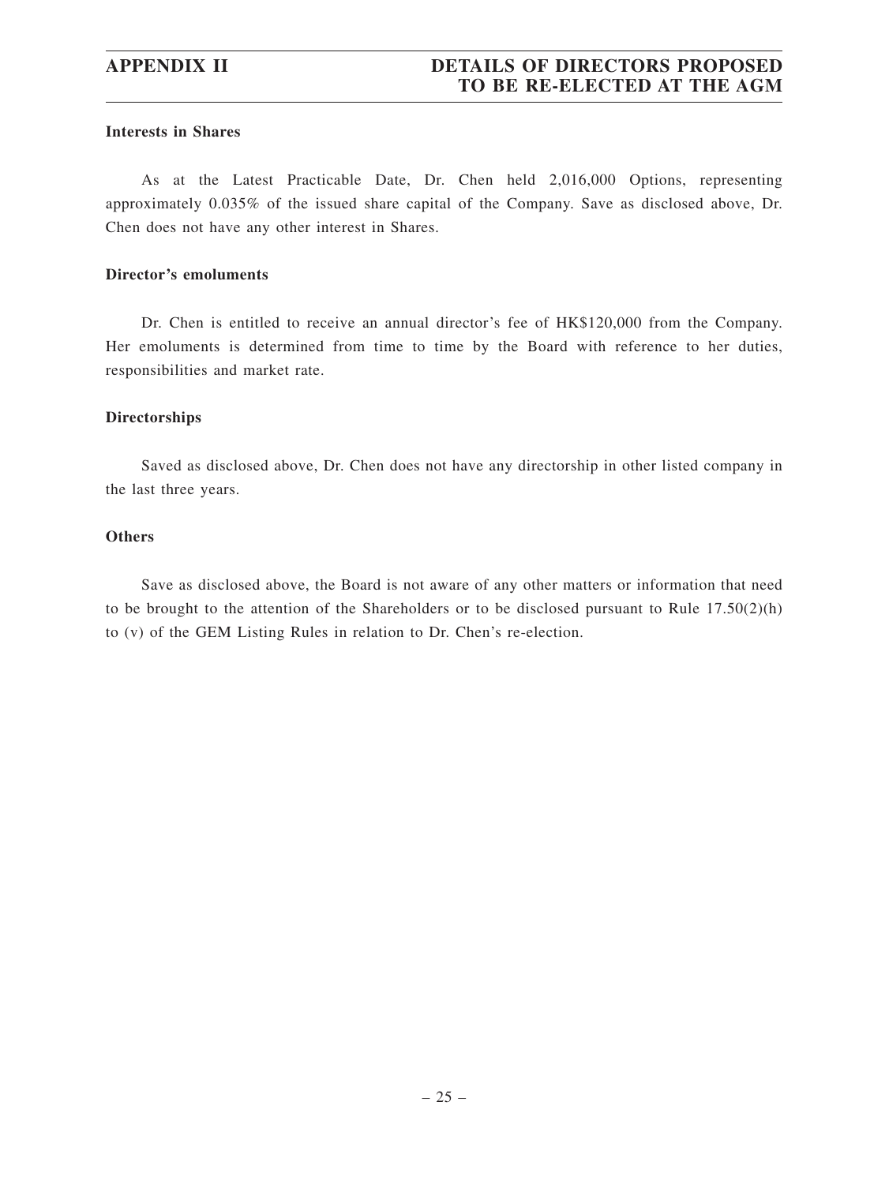**Interests in Shares**

As at the Latest Practicable Date, Dr. Chen held 2,016,000 Options, representing approximately 0.035% of the issued share capital of the Company. Save as disclosed above, Dr. Chen does not have any other interest in Shares.

**Director's emoluments**

Dr. Chen is entitled to receive an annual director's fee of HK$120,000 from the Company. Her emoluments is determined from time to time by the Board with reference to her duties, responsibilities and market rate.

**Directorships**

Saved as disclosed above, Dr. Chen does not have any directorship in other listed company in the last three years.

**Others**

Save as disclosed above, the Board is not aware of any other matters or information that need to be brought to the attention of the Shareholders or to be disclosed pursuant to Rule 17.50(2)(h) to (v) of the GEM Listing Rules in relation to Dr. Chen's re-election.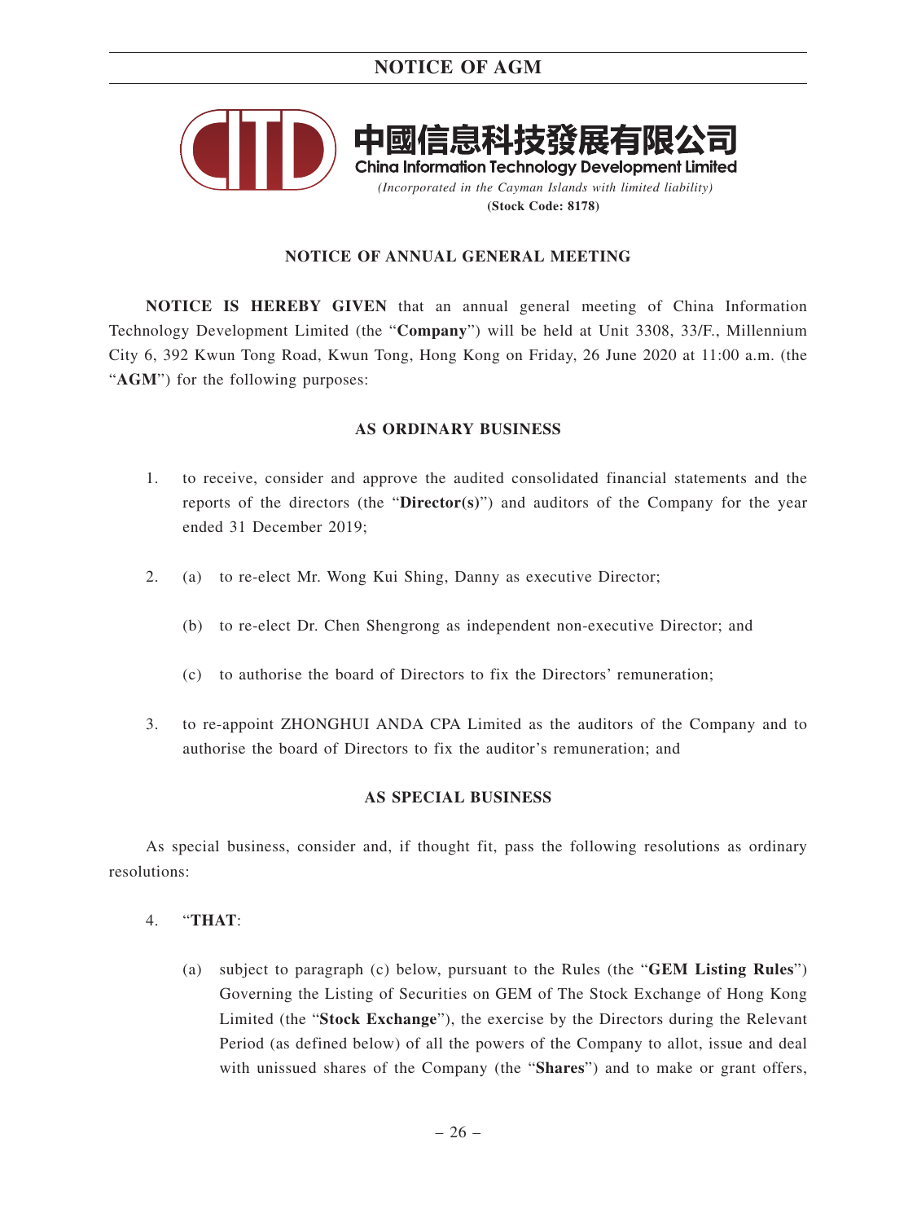中國信息科技發展有限公司
**China Information Technology Development Limited**
*(Incorporated in the Cayman Islands with limited liability)*
**(Stock Code: 8178)**

## NOTICE OF ANNUAL GENERAL MEETING

**NOTICE IS HEREBY GIVEN** that an annual general meeting of China Information Technology Development Limited (the "**Company**") will be held at Unit 3308, 33/F., Millennium City 6, 392 Kwun Tong Road, Kwun Tong, Hong Kong on Friday, 26 June 2020 at 11:00 a.m. (the "**AGM**") for the following purposes:

### AS ORDINARY BUSINESS

1. to receive, consider and approve the audited consolidated financial statements and the reports of the directors (the "**Director(s)**") and auditors of the Company for the year ended 31 December 2019;

2. (a) to re-elect Mr. Wong Kui Shing, Danny as executive Director;

   (b) to re-elect Dr. Chen Shengrong as independent non-executive Director; and

   (c) to authorise the board of Directors to fix the Directors' remuneration;

3. to re-appoint ZHONGHUI ANDA CPA Limited as the auditors of the Company and to authorise the board of Directors to fix the auditor's remuneration; and

### AS SPECIAL BUSINESS

As special business, consider and, if thought fit, pass the following resolutions as ordinary resolutions:

4. "**THAT**:

   (a) subject to paragraph (c) below, pursuant to the Rules (the "**GEM Listing Rules**") Governing the Listing of Securities on GEM of The Stock Exchange of Hong Kong Limited (the "**Stock Exchange**"), the exercise by the Directors during the Relevant Period (as defined below) of all the powers of the Company to allot, issue and deal with unissued shares of the Company (the "**Shares**") and to make or grant offers,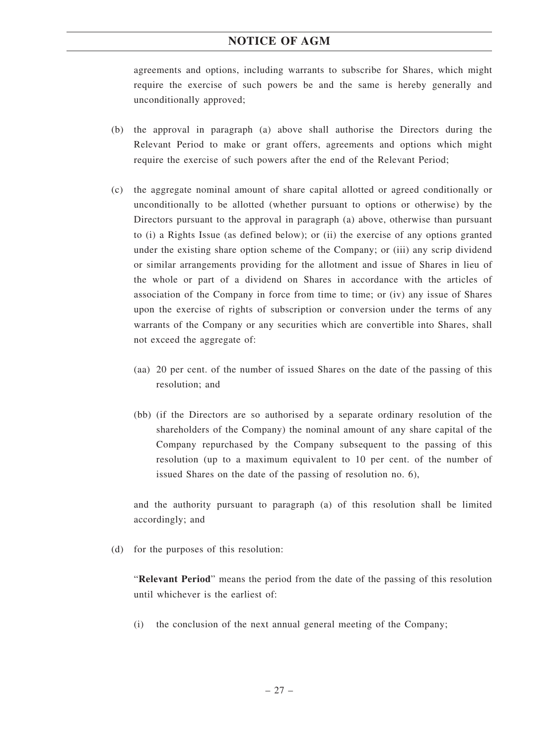agreements and options, including warrants to subscribe for Shares, which might require the exercise of such powers be and the same is hereby generally and unconditionally approved;

(b) the approval in paragraph (a) above shall authorise the Directors during the Relevant Period to make or grant offers, agreements and options which might require the exercise of such powers after the end of the Relevant Period;

(c) the aggregate nominal amount of share capital allotted or agreed conditionally or unconditionally to be allotted (whether pursuant to options or otherwise) by the Directors pursuant to the approval in paragraph (a) above, otherwise than pursuant to (i) a Rights Issue (as defined below); or (ii) the exercise of any options granted under the existing share option scheme of the Company; or (iii) any scrip dividend or similar arrangements providing for the allotment and issue of Shares in lieu of the whole or part of a dividend on Shares in accordance with the articles of association of the Company in force from time to time; or (iv) any issue of Shares upon the exercise of rights of subscription or conversion under the terms of any warrants of the Company or any securities which are convertible into Shares, shall not exceed the aggregate of:

   (aa) 20 per cent. of the number of issued Shares on the date of the passing of this resolution; and

   (bb) (if the Directors are so authorised by a separate ordinary resolution of the shareholders of the Company) the nominal amount of any share capital of the Company repurchased by the Company subsequent to the passing of this resolution (up to a maximum equivalent to 10 per cent. of the number of issued Shares on the date of the passing of resolution no. 6),

   and the authority pursuant to paragraph (a) of this resolution shall be limited accordingly; and

(d) for the purposes of this resolution:

   "**Relevant Period**" means the period from the date of the passing of this resolution until whichever is the earliest of:

   (i) the conclusion of the next annual general meeting of the Company;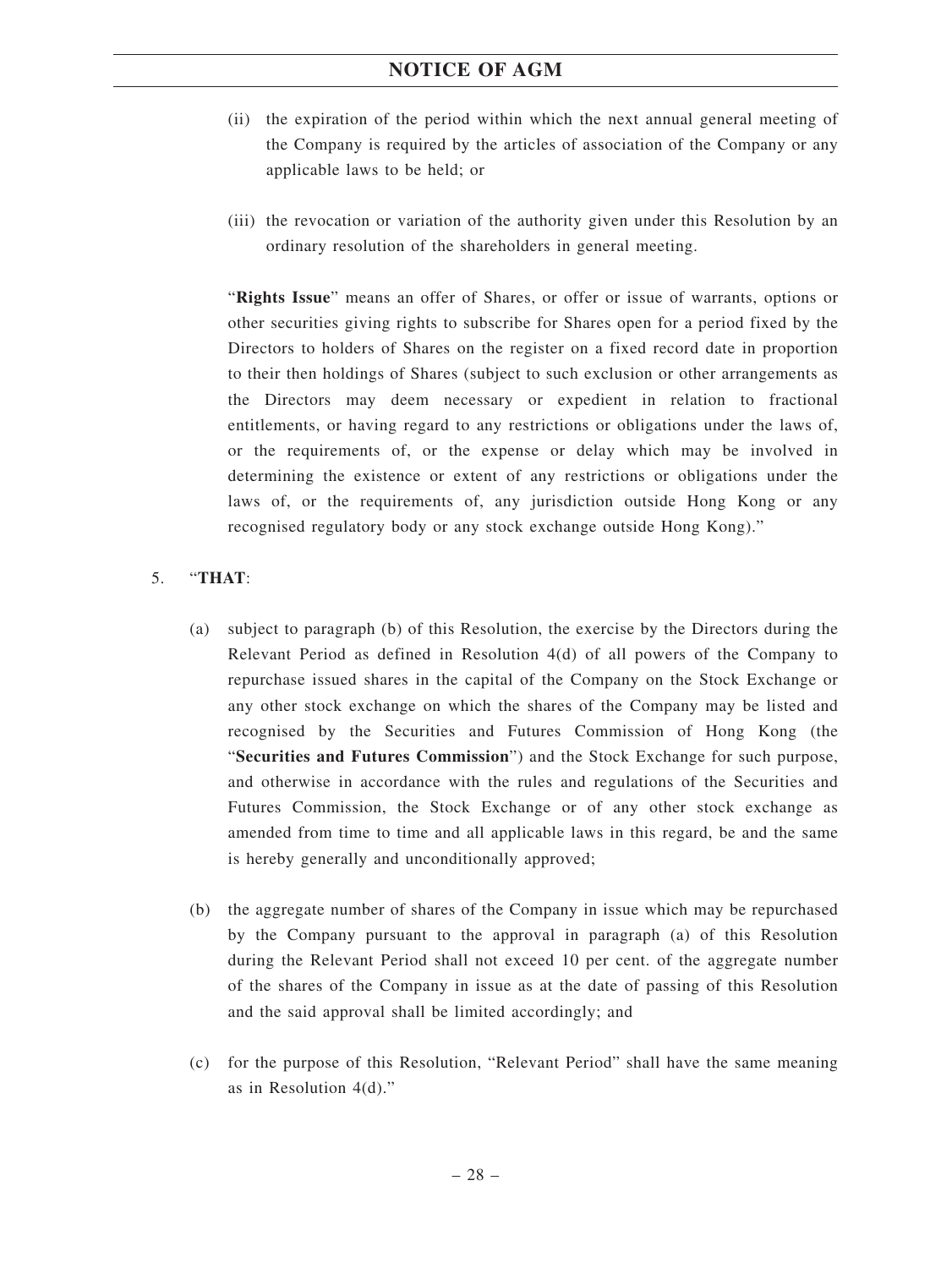(ii) the expiration of the period within which the next annual general meeting of the Company is required by the articles of association of the Company or any applicable laws to be held; or

(iii) the revocation or variation of the authority given under this Resolution by an ordinary resolution of the shareholders in general meeting.

"**Rights Issue**" means an offer of Shares, or offer or issue of warrants, options or other securities giving rights to subscribe for Shares open for a period fixed by the Directors to holders of Shares on the register on a fixed record date in proportion to their then holdings of Shares (subject to such exclusion or other arrangements as the Directors may deem necessary or expedient in relation to fractional entitlements, or having regard to any restrictions or obligations under the laws of, or the requirements of, or the expense or delay which may be involved in determining the existence or extent of any restrictions or obligations under the laws of, or the requirements of, any jurisdiction outside Hong Kong or any recognised regulatory body or any stock exchange outside Hong Kong)."

5. "**THAT**:

(a) subject to paragraph (b) of this Resolution, the exercise by the Directors during the Relevant Period as defined in Resolution 4(d) of all powers of the Company to repurchase issued shares in the capital of the Company on the Stock Exchange or any other stock exchange on which the shares of the Company may be listed and recognised by the Securities and Futures Commission of Hong Kong (the "**Securities and Futures Commission**") and the Stock Exchange for such purpose, and otherwise in accordance with the rules and regulations of the Securities and Futures Commission, the Stock Exchange or of any other stock exchange as amended from time to time and all applicable laws in this regard, be and the same is hereby generally and unconditionally approved;

(b) the aggregate number of shares of the Company in issue which may be repurchased by the Company pursuant to the approval in paragraph (a) of this Resolution during the Relevant Period shall not exceed 10 per cent. of the aggregate number of the shares of the Company in issue as at the date of passing of this Resolution and the said approval shall be limited accordingly; and

(c) for the purpose of this Resolution, "Relevant Period" shall have the same meaning as in Resolution 4(d)."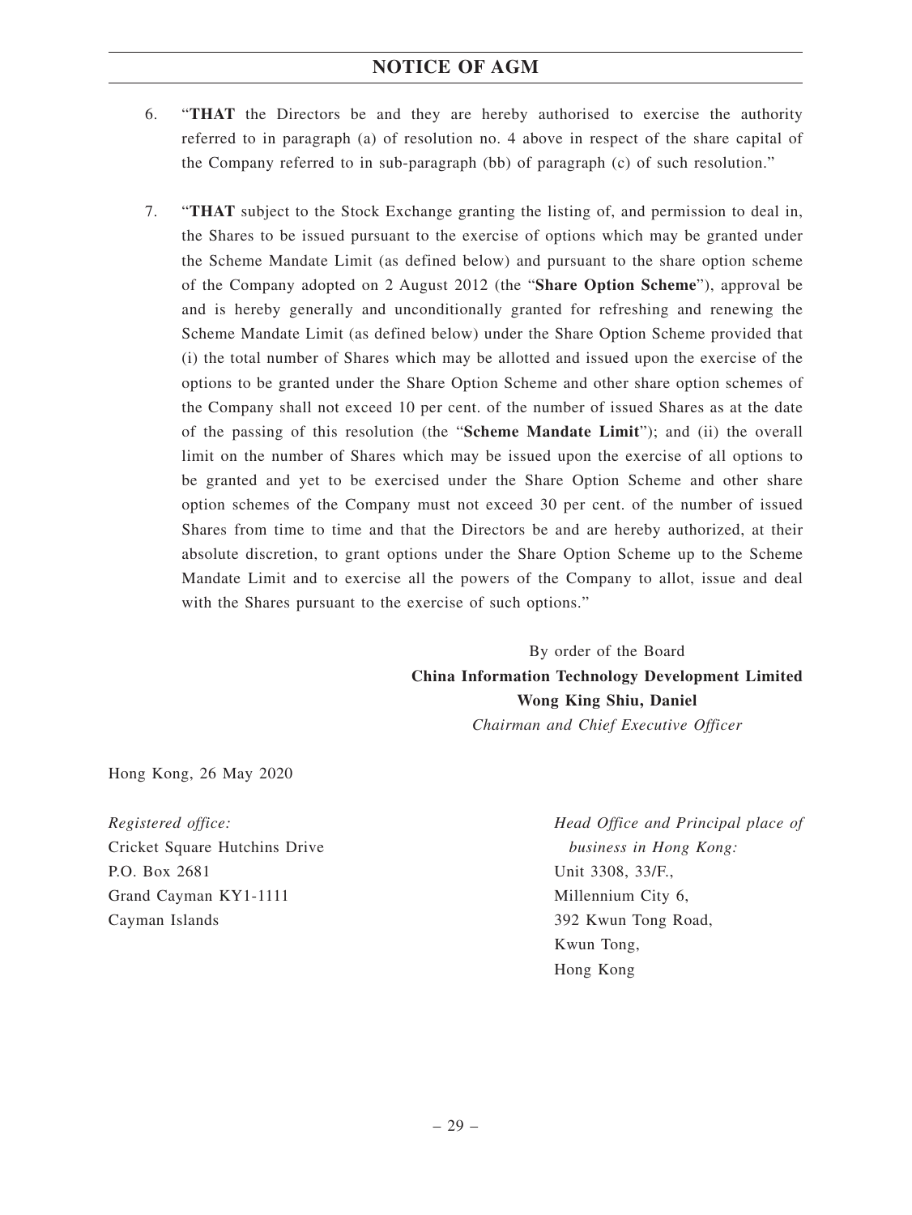# NOTICE OF AGM

6. "**THAT** the Directors be and they are hereby authorised to exercise the authority referred to in paragraph (a) of resolution no. 4 above in respect of the share capital of the Company referred to in sub-paragraph (bb) of paragraph (c) of such resolution."

7. "**THAT** subject to the Stock Exchange granting the listing of, and permission to deal in, the Shares to be issued pursuant to the exercise of options which may be granted under the Scheme Mandate Limit (as defined below) and pursuant to the share option scheme of the Company adopted on 2 August 2012 (the "**Share Option Scheme**"), approval be and is hereby generally and unconditionally granted for refreshing and renewing the Scheme Mandate Limit (as defined below) under the Share Option Scheme provided that (i) the total number of Shares which may be allotted and issued upon the exercise of the options to be granted under the Share Option Scheme and other share option schemes of the Company shall not exceed 10 per cent. of the number of issued Shares as at the date of the passing of this resolution (the "**Scheme Mandate Limit**"); and (ii) the overall limit on the number of Shares which may be issued upon the exercise of all options to be granted and yet to be exercised under the Share Option Scheme and other share option schemes of the Company must not exceed 30 per cent. of the number of issued Shares from time to time and that the Directors be and are hereby authorized, at their absolute discretion, to grant options under the Share Option Scheme up to the Scheme Mandate Limit and to exercise all the powers of the Company to allot, issue and deal with the Shares pursuant to the exercise of such options."

By order of the Board
**China Information Technology Development Limited**
**Wong King Shiu, Daniel**
*Chairman and Chief Executive Officer*

Hong Kong, 26 May 2020

*Registered office:*
Cricket Square Hutchins Drive
P.O. Box 2681
Grand Cayman KY1-1111
Cayman Islands

*Head Office and Principal place of business in Hong Kong:*
Unit 3308, 33/F.,
Millennium City 6,
392 Kwun Tong Road,
Kwun Tong,
Hong Kong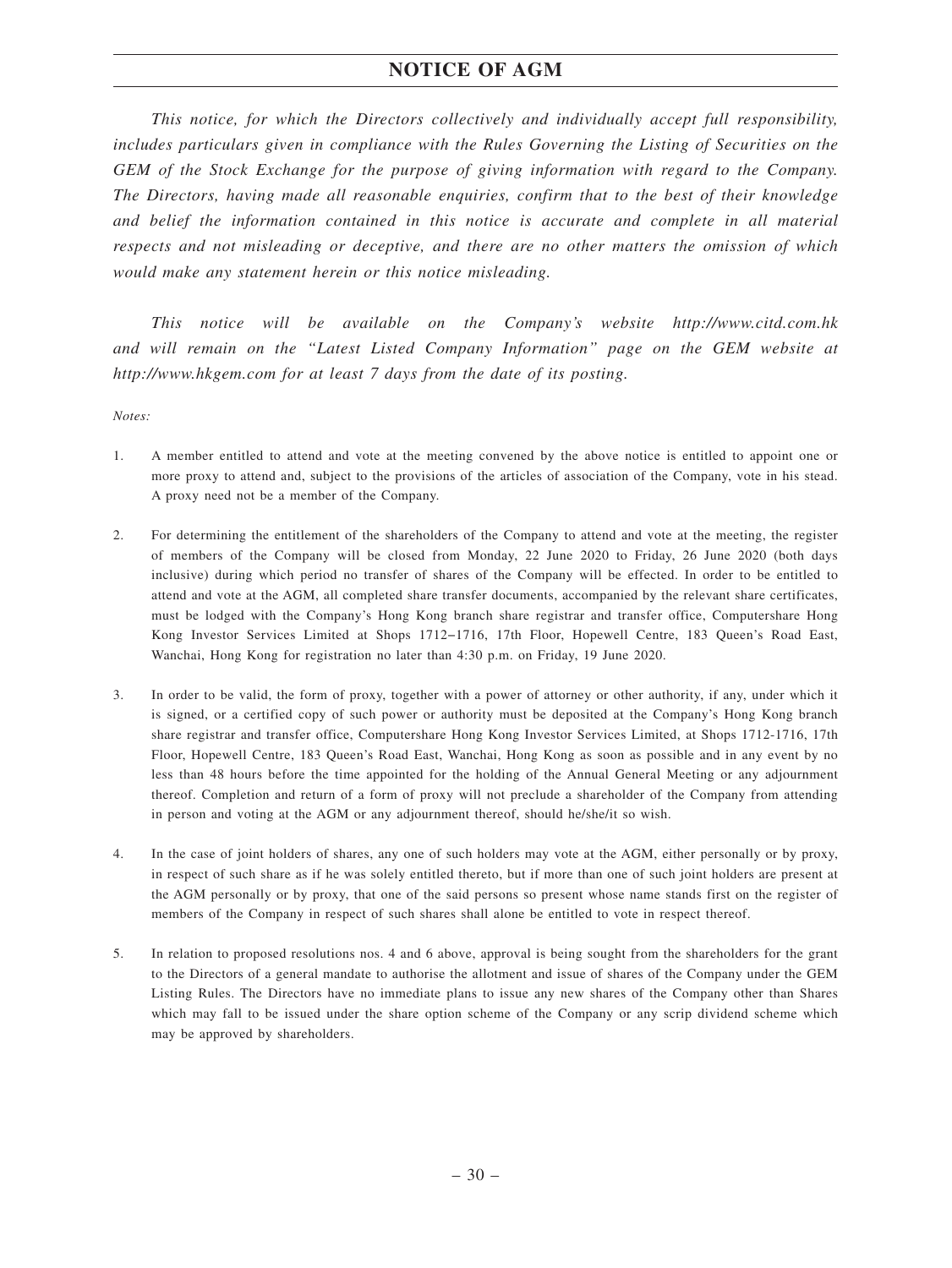*This notice, for which the Directors collectively and individually accept full responsibility, includes particulars given in compliance with the Rules Governing the Listing of Securities on the GEM of the Stock Exchange for the purpose of giving information with regard to the Company. The Directors, having made all reasonable enquiries, confirm that to the best of their knowledge and belief the information contained in this notice is accurate and complete in all material respects and not misleading or deceptive, and there are no other matters the omission of which would make any statement herein or this notice misleading.*

*This notice will be available on the Company's website http://www.citd.com.hk and will remain on the "Latest Listed Company Information" page on the GEM website at http://www.hkgem.com for at least 7 days from the date of its posting.*

*Notes:*

1. A member entitled to attend and vote at the meeting convened by the above notice is entitled to appoint one or more proxy to attend and, subject to the provisions of the articles of association of the Company, vote in his stead. A proxy need not be a member of the Company.

2. For determining the entitlement of the shareholders of the Company to attend and vote at the meeting, the register of members of the Company will be closed from Monday, 22 June 2020 to Friday, 26 June 2020 (both days inclusive) during which period no transfer of shares of the Company will be effected. In order to be entitled to attend and vote at the AGM, all completed share transfer documents, accompanied by the relevant share certificates, must be lodged with the Company's Hong Kong branch share registrar and transfer office, Computershare Hong Kong Investor Services Limited at Shops 1712–1716, 17th Floor, Hopewell Centre, 183 Queen's Road East, Wanchai, Hong Kong for registration no later than 4:30 p.m. on Friday, 19 June 2020.

3. In order to be valid, the form of proxy, together with a power of attorney or other authority, if any, under which it is signed, or a certified copy of such power or authority must be deposited at the Company's Hong Kong branch share registrar and transfer office, Computershare Hong Kong Investor Services Limited, at Shops 1712-1716, 17th Floor, Hopewell Centre, 183 Queen's Road East, Wanchai, Hong Kong as soon as possible and in any event by no less than 48 hours before the time appointed for the holding of the Annual General Meeting or any adjournment thereof. Completion and return of a form of proxy will not preclude a shareholder of the Company from attending in person and voting at the AGM or any adjournment thereof, should he/she/it so wish.

4. In the case of joint holders of shares, any one of such holders may vote at the AGM, either personally or by proxy, in respect of such share as if he was solely entitled thereto, but if more than one of such joint holders are present at the AGM personally or by proxy, that one of the said persons so present whose name stands first on the register of members of the Company in respect of such shares shall alone be entitled to vote in respect thereof.

5. In relation to proposed resolutions nos. 4 and 6 above, approval is being sought from the shareholders for the grant to the Directors of a general mandate to authorise the allotment and issue of shares of the Company under the GEM Listing Rules. The Directors have no immediate plans to issue any new shares of the Company other than Shares which may fall to be issued under the share option scheme of the Company or any scrip dividend scheme which may be approved by shareholders.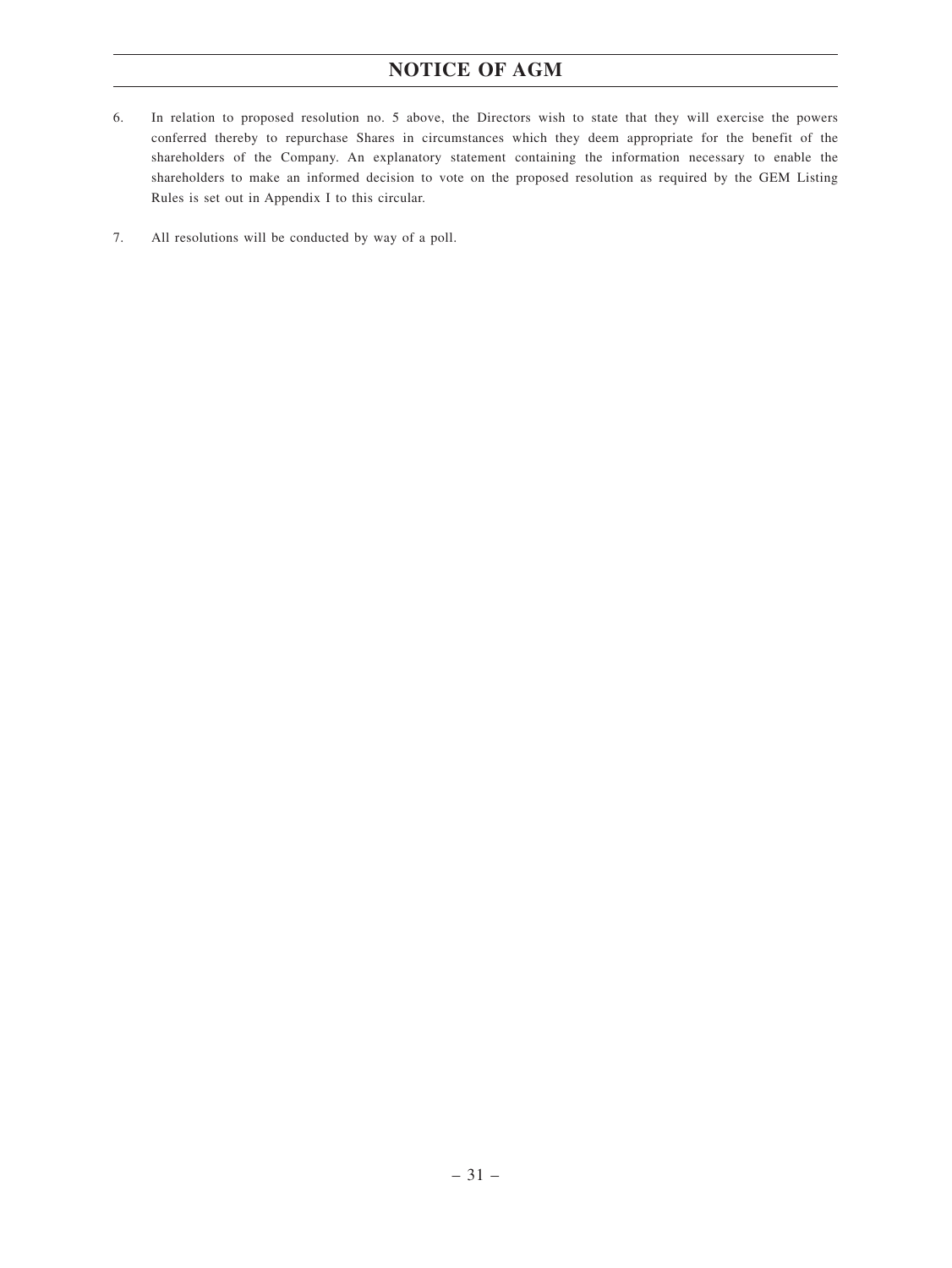6. In relation to proposed resolution no. 5 above, the Directors wish to state that they will exercise the powers conferred thereby to repurchase Shares in circumstances which they deem appropriate for the benefit of the shareholders of the Company. An explanatory statement containing the information necessary to enable the shareholders to make an informed decision to vote on the proposed resolution as required by the GEM Listing Rules is set out in Appendix I to this circular.

7. All resolutions will be conducted by way of a poll.